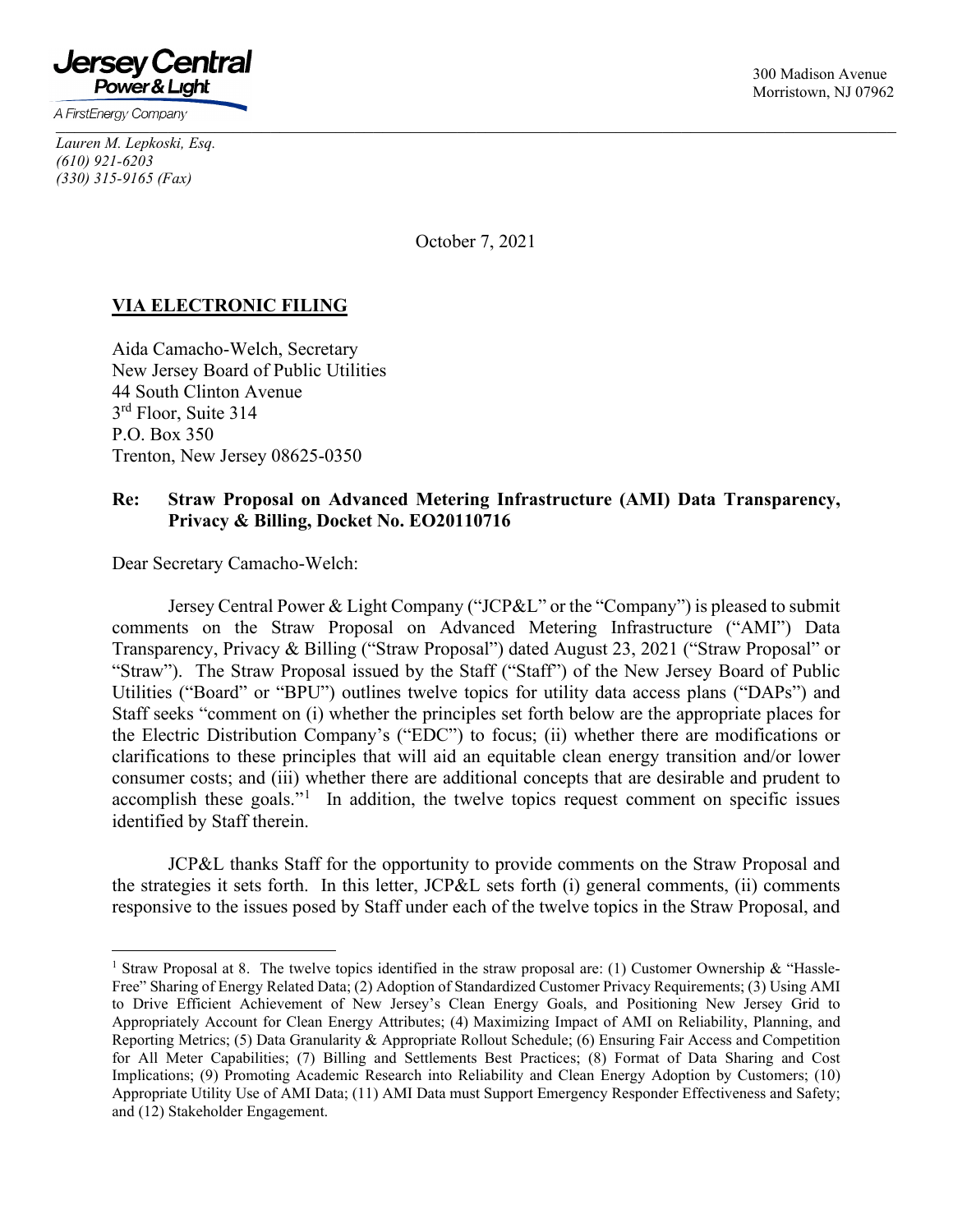**Jersey Central Power & Light**
*A FirstEnergy Company*

300 Madison Avenue
Morristown, NJ 07962

*Lauren M. Lepkoski, Esq.*
*(610) 921-6203*
*(330) 315-9165 (Fax)*

October 7, 2021

**VIA ELECTRONIC FILING**

Aida Camacho-Welch, Secretary
New Jersey Board of Public Utilities
44 South Clinton Avenue
3rd Floor, Suite 314
P.O. Box 350
Trenton, New Jersey 08625-0350

**Re: Straw Proposal on Advanced Metering Infrastructure (AMI) Data Transparency, Privacy & Billing, Docket No. EO20110716**

Dear Secretary Camacho-Welch:

Jersey Central Power & Light Company ("JCP&L" or the "Company") is pleased to submit comments on the Straw Proposal on Advanced Metering Infrastructure ("AMI") Data Transparency, Privacy & Billing ("Straw Proposal") dated August 23, 2021 ("Straw Proposal" or "Straw"). The Straw Proposal issued by the Staff ("Staff") of the New Jersey Board of Public Utilities ("Board" or "BPU") outlines twelve topics for utility data access plans ("DAPs") and Staff seeks "comment on (i) whether the principles set forth below are the appropriate places for the Electric Distribution Company's ("EDC") to focus; (ii) whether there are modifications or clarifications to these principles that will aid an equitable clean energy transition and/or lower consumer costs; and (iii) whether there are additional concepts that are desirable and prudent to accomplish these goals."[1] In addition, the twelve topics request comment on specific issues identified by Staff therein.

JCP&L thanks Staff for the opportunity to provide comments on the Straw Proposal and the strategies it sets forth. In this letter, JCP&L sets forth (i) general comments, (ii) comments responsive to the issues posed by Staff under each of the twelve topics in the Straw Proposal, and

---

[1] Straw Proposal at 8. The twelve topics identified in the straw proposal are: (1) Customer Ownership & "Hassle-Free" Sharing of Energy Related Data; (2) Adoption of Standardized Customer Privacy Requirements; (3) Using AMI to Drive Efficient Achievement of New Jersey's Clean Energy Goals, and Positioning New Jersey Grid to Appropriately Account for Clean Energy Attributes; (4) Maximizing Impact of AMI on Reliability, Planning, and Reporting Metrics; (5) Data Granularity & Appropriate Rollout Schedule; (6) Ensuring Fair Access and Competition for All Meter Capabilities; (7) Billing and Settlements Best Practices; (8) Format of Data Sharing and Cost Implications; (9) Promoting Academic Research into Reliability and Clean Energy Adoption by Customers; (10) Appropriate Utility Use of AMI Data; (11) AMI Data must Support Emergency Responder Effectiveness and Safety; and (12) Stakeholder Engagement.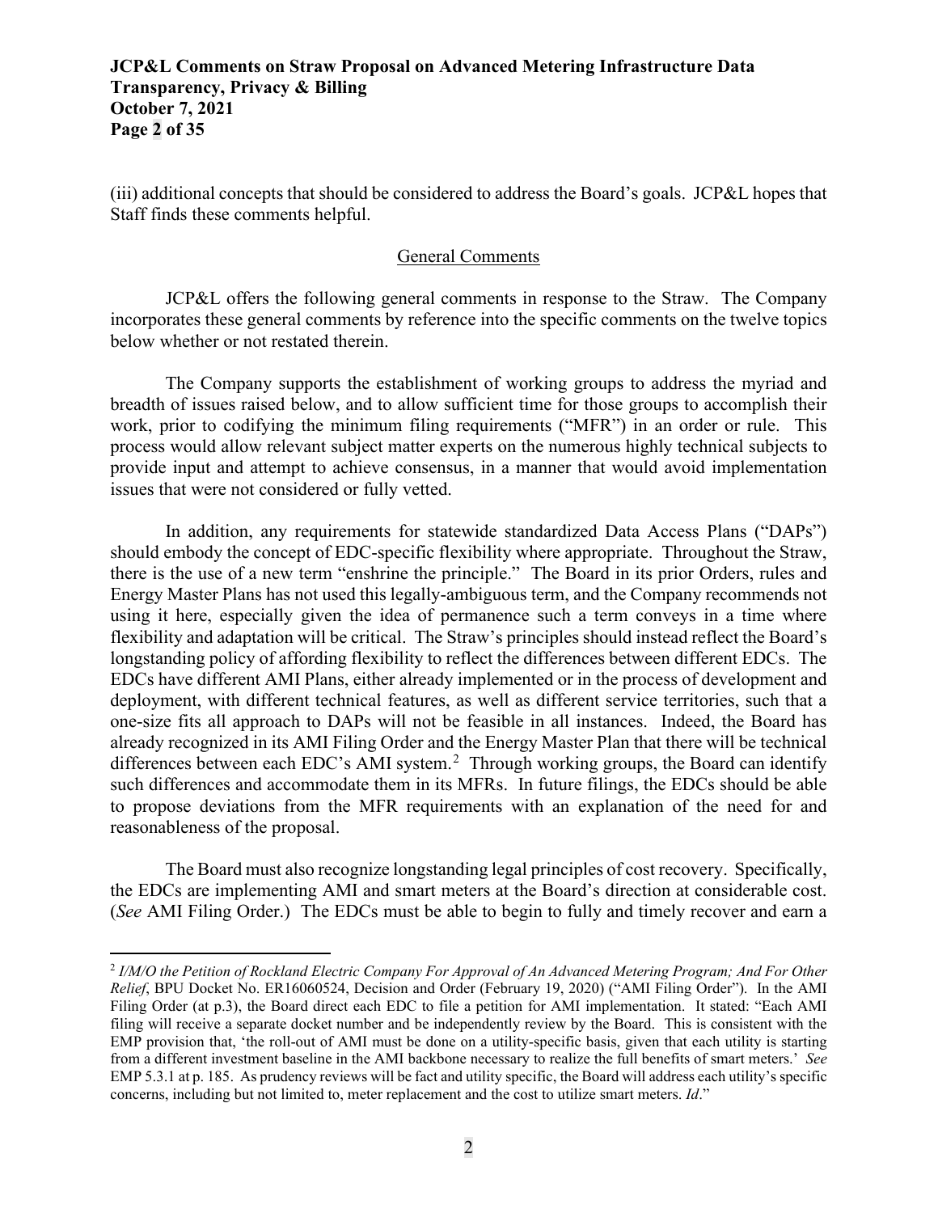(iii) additional concepts that should be considered to address the Board's goals. JCP&L hopes that Staff finds these comments helpful.

## General Comments

JCP&L offers the following general comments in response to the Straw. The Company incorporates these general comments by reference into the specific comments on the twelve topics below whether or not restated therein.

The Company supports the establishment of working groups to address the myriad and breadth of issues raised below, and to allow sufficient time for those groups to accomplish their work, prior to codifying the minimum filing requirements ("MFR") in an order or rule. This process would allow relevant subject matter experts on the numerous highly technical subjects to provide input and attempt to achieve consensus, in a manner that would avoid implementation issues that were not considered or fully vetted.

In addition, any requirements for statewide standardized Data Access Plans ("DAPs") should embody the concept of EDC-specific flexibility where appropriate. Throughout the Straw, there is the use of a new term "enshrine the principle." The Board in its prior Orders, rules and Energy Master Plans has not used this legally-ambiguous term, and the Company recommends not using it here, especially given the idea of permanence such a term conveys in a time where flexibility and adaptation will be critical. The Straw's principles should instead reflect the Board's longstanding policy of affording flexibility to reflect the differences between different EDCs. The EDCs have different AMI Plans, either already implemented or in the process of development and deployment, with different technical features, as well as different service territories, such that a one-size fits all approach to DAPs will not be feasible in all instances. Indeed, the Board has already recognized in its AMI Filing Order and the Energy Master Plan that there will be technical differences between each EDC's AMI system.[2] Through working groups, the Board can identify such differences and accommodate them in its MFRs. In future filings, the EDCs should be able to propose deviations from the MFR requirements with an explanation of the need for and reasonableness of the proposal.

The Board must also recognize longstanding legal principles of cost recovery. Specifically, the EDCs are implementing AMI and smart meters at the Board's direction at considerable cost. (*See* AMI Filing Order.) The EDCs must be able to begin to fully and timely recover and earn a

[2] *I/M/O the Petition of Rockland Electric Company For Approval of An Advanced Metering Program; And For Other Relief*, BPU Docket No. ER16060524, Decision and Order (February 19, 2020) ("AMI Filing Order"). In the AMI Filing Order (at p.3), the Board direct each EDC to file a petition for AMI implementation. It stated: "Each AMI filing will receive a separate docket number and be independently review by the Board. This is consistent with the EMP provision that, 'the roll-out of AMI must be done on a utility-specific basis, given that each utility is starting from a different investment baseline in the AMI backbone necessary to realize the full benefits of smart meters.' *See* EMP 5.3.1 at p. 185. As prudency reviews will be fact and utility specific, the Board will address each utility's specific concerns, including but not limited to, meter replacement and the cost to utilize smart meters. *Id*."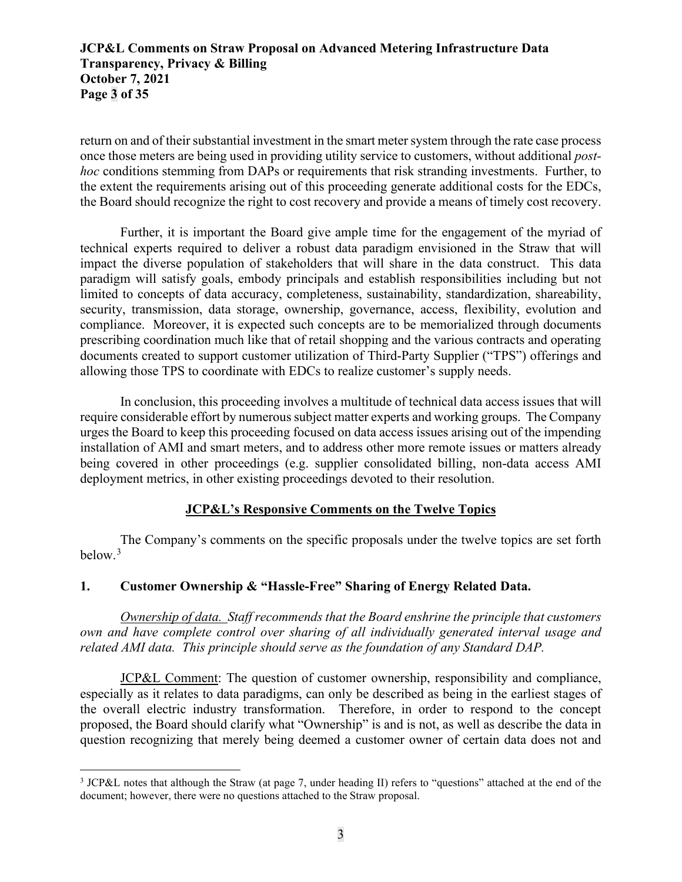return on and of their substantial investment in the smart meter system through the rate case process once those meters are being used in providing utility service to customers, without additional *post-hoc* conditions stemming from DAPs or requirements that risk stranding investments. Further, to the extent the requirements arising out of this proceeding generate additional costs for the EDCs, the Board should recognize the right to cost recovery and provide a means of timely cost recovery.

Further, it is important the Board give ample time for the engagement of the myriad of technical experts required to deliver a robust data paradigm envisioned in the Straw that will impact the diverse population of stakeholders that will share in the data construct. This data paradigm will satisfy goals, embody principals and establish responsibilities including but not limited to concepts of data accuracy, completeness, sustainability, standardization, shareability, security, transmission, data storage, ownership, governance, access, flexibility, evolution and compliance. Moreover, it is expected such concepts are to be memorialized through documents prescribing coordination much like that of retail shopping and the various contracts and operating documents created to support customer utilization of Third-Party Supplier ("TPS") offerings and allowing those TPS to coordinate with EDCs to realize customer's supply needs.

In conclusion, this proceeding involves a multitude of technical data access issues that will require considerable effort by numerous subject matter experts and working groups. The Company urges the Board to keep this proceeding focused on data access issues arising out of the impending installation of AMI and smart meters, and to address other more remote issues or matters already being covered in other proceedings (e.g. supplier consolidated billing, non-data access AMI deployment metrics, in other existing proceedings devoted to their resolution.

## JCP&L's Responsive Comments on the Twelve Topics

The Company's comments on the specific proposals under the twelve topics are set forth below.[3]

### 1. Customer Ownership & "Hassle-Free" Sharing of Energy Related Data.

*Ownership of data. Staff recommends that the Board enshrine the principle that customers own and have complete control over sharing of all individually generated interval usage and related AMI data. This principle should serve as the foundation of any Standard DAP.*

JCP&L Comment: The question of customer ownership, responsibility and compliance, especially as it relates to data paradigms, can only be described as being in the earliest stages of the overall electric industry transformation. Therefore, in order to respond to the concept proposed, the Board should clarify what "Ownership" is and is not, as well as describe the data in question recognizing that merely being deemed a customer owner of certain data does not and

[3] JCP&L notes that although the Straw (at page 7, under heading II) refers to "questions" attached at the end of the document; however, there were no questions attached to the Straw proposal.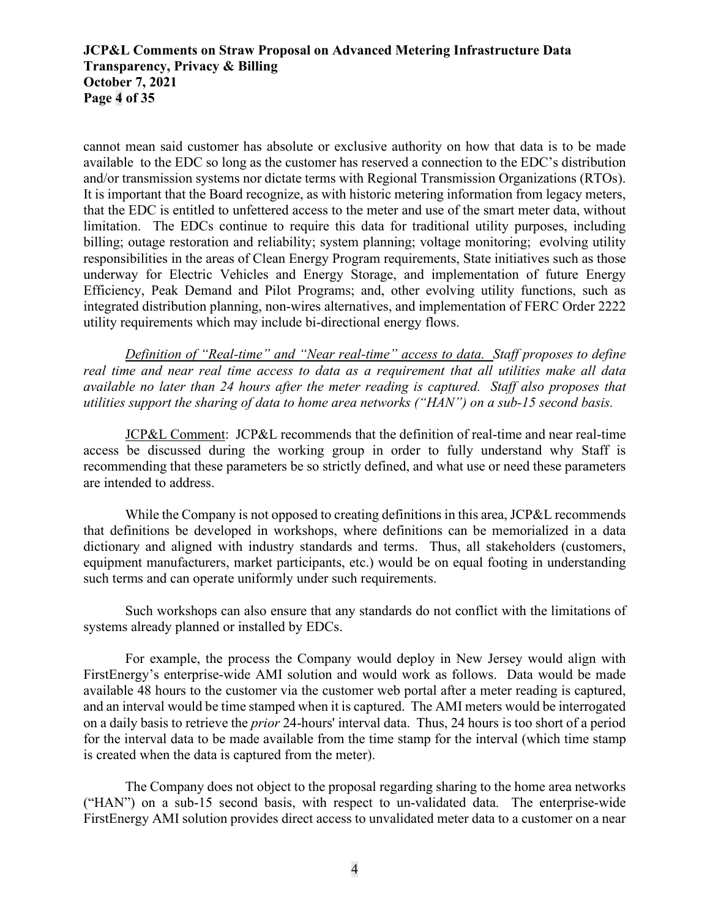cannot mean said customer has absolute or exclusive authority on how that data is to be made available to the EDC so long as the customer has reserved a connection to the EDC's distribution and/or transmission systems nor dictate terms with Regional Transmission Organizations (RTOs). It is important that the Board recognize, as with historic metering information from legacy meters, that the EDC is entitled to unfettered access to the meter and use of the smart meter data, without limitation. The EDCs continue to require this data for traditional utility purposes, including billing; outage restoration and reliability; system planning; voltage monitoring; evolving utility responsibilities in the areas of Clean Energy Program requirements, State initiatives such as those underway for Electric Vehicles and Energy Storage, and implementation of future Energy Efficiency, Peak Demand and Pilot Programs; and, other evolving utility functions, such as integrated distribution planning, non-wires alternatives, and implementation of FERC Order 2222 utility requirements which may include bi-directional energy flows.

<u>*Definition of "Real-time" and "Near real-time" access to data.*</u> *Staff proposes to define real time and near real time access to data as a requirement that all utilities make all data available no later than 24 hours after the meter reading is captured. Staff also proposes that utilities support the sharing of data to home area networks ("HAN") on a sub-15 second basis.*

<u>JCP&L Comment</u>: JCP&L recommends that the definition of real-time and near real-time access be discussed during the working group in order to fully understand why Staff is recommending that these parameters be so strictly defined, and what use or need these parameters are intended to address.

While the Company is not opposed to creating definitions in this area, JCP&L recommends that definitions be developed in workshops, where definitions can be memorialized in a data dictionary and aligned with industry standards and terms. Thus, all stakeholders (customers, equipment manufacturers, market participants, etc.) would be on equal footing in understanding such terms and can operate uniformly under such requirements.

Such workshops can also ensure that any standards do not conflict with the limitations of systems already planned or installed by EDCs.

For example, the process the Company would deploy in New Jersey would align with FirstEnergy's enterprise-wide AMI solution and would work as follows. Data would be made available 48 hours to the customer via the customer web portal after a meter reading is captured, and an interval would be time stamped when it is captured. The AMI meters would be interrogated on a daily basis to retrieve the *prior* 24-hours' interval data. Thus, 24 hours is too short of a period for the interval data to be made available from the time stamp for the interval (which time stamp is created when the data is captured from the meter).

The Company does not object to the proposal regarding sharing to the home area networks ("HAN") on a sub-15 second basis, with respect to un-validated data. The enterprise-wide FirstEnergy AMI solution provides direct access to unvalidated meter data to a customer on a near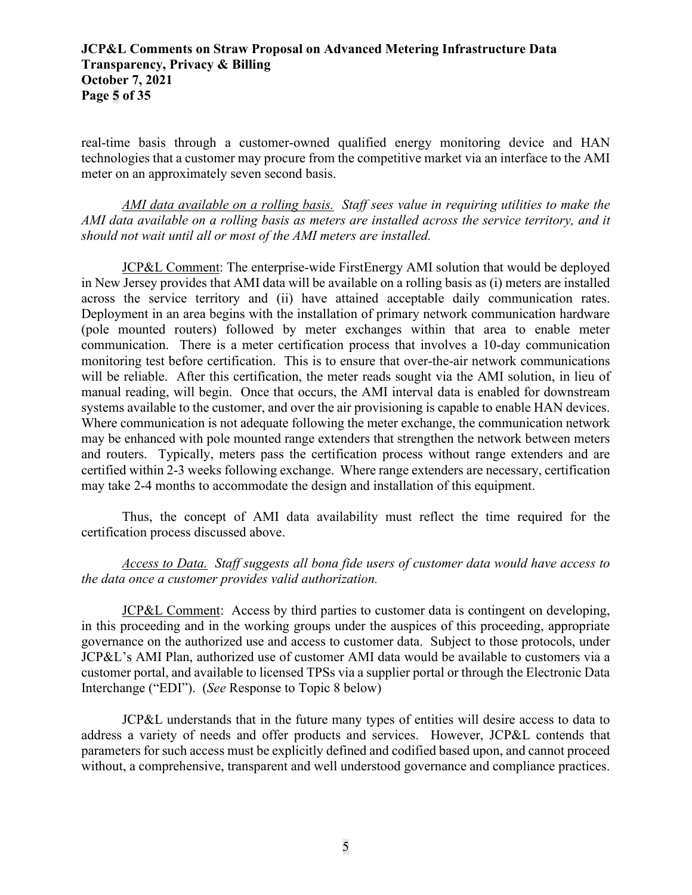real-time basis through a customer-owned qualified energy monitoring device and HAN technologies that a customer may procure from the competitive market via an interface to the AMI meter on an approximately seven second basis.

*AMI data available on a rolling basis. Staff sees value in requiring utilities to make the AMI data available on a rolling basis as meters are installed across the service territory, and it should not wait until all or most of the AMI meters are installed.*

JCP&L Comment: The enterprise-wide FirstEnergy AMI solution that would be deployed in New Jersey provides that AMI data will be available on a rolling basis as (i) meters are installed across the service territory and (ii) have attained acceptable daily communication rates. Deployment in an area begins with the installation of primary network communication hardware (pole mounted routers) followed by meter exchanges within that area to enable meter communication. There is a meter certification process that involves a 10-day communication monitoring test before certification. This is to ensure that over-the-air network communications will be reliable. After this certification, the meter reads sought via the AMI solution, in lieu of manual reading, will begin. Once that occurs, the AMI interval data is enabled for downstream systems available to the customer, and over the air provisioning is capable to enable HAN devices. Where communication is not adequate following the meter exchange, the communication network may be enhanced with pole mounted range extenders that strengthen the network between meters and routers. Typically, meters pass the certification process without range extenders and are certified within 2-3 weeks following exchange. Where range extenders are necessary, certification may take 2-4 months to accommodate the design and installation of this equipment.

Thus, the concept of AMI data availability must reflect the time required for the certification process discussed above.

*Access to Data. Staff suggests all bona fide users of customer data would have access to the data once a customer provides valid authorization.*

JCP&L Comment: Access by third parties to customer data is contingent on developing, in this proceeding and in the working groups under the auspices of this proceeding, appropriate governance on the authorized use and access to customer data. Subject to those protocols, under JCP&L's AMI Plan, authorized use of customer AMI data would be available to customers via a customer portal, and available to licensed TPSs via a supplier portal or through the Electronic Data Interchange ("EDI"). (*See* Response to Topic 8 below)

JCP&L understands that in the future many types of entities will desire access to data to address a variety of needs and offer products and services. However, JCP&L contends that parameters for such access must be explicitly defined and codified based upon, and cannot proceed without, a comprehensive, transparent and well understood governance and compliance practices.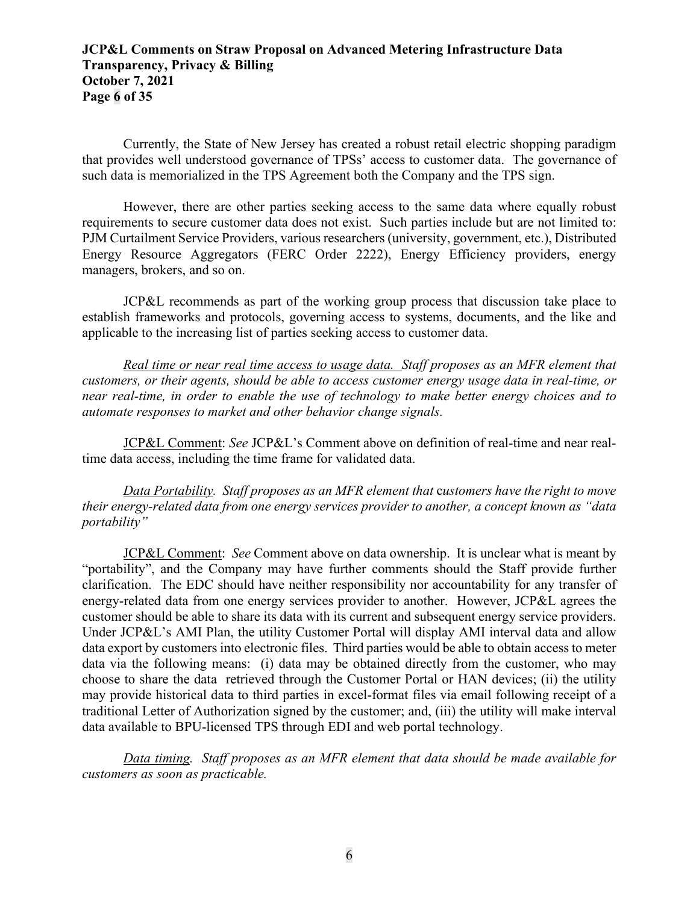Currently, the State of New Jersey has created a robust retail electric shopping paradigm that provides well understood governance of TPSs' access to customer data. The governance of such data is memorialized in the TPS Agreement both the Company and the TPS sign.

However, there are other parties seeking access to the same data where equally robust requirements to secure customer data does not exist. Such parties include but are not limited to: PJM Curtailment Service Providers, various researchers (university, government, etc.), Distributed Energy Resource Aggregators (FERC Order 2222), Energy Efficiency providers, energy managers, brokers, and so on.

JCP&L recommends as part of the working group process that discussion take place to establish frameworks and protocols, governing access to systems, documents, and the like and applicable to the increasing list of parties seeking access to customer data.

*<u>Real time or near real time access to usage data.</u> Staff proposes as an MFR element that customers, or their agents, should be able to access customer energy usage data in real-time, or near real-time, in order to enable the use of technology to make better energy choices and to automate responses to market and other behavior change signals.*

<u>JCP&L Comment</u>: *See* JCP&L's Comment above on definition of real-time and near real-time data access, including the time frame for validated data.

*<u>Data Portability</u>. Staff proposes as an MFR element that customers have the right to move their energy-related data from one energy services provider to another, a concept known as "data portability"*

<u>JCP&L Comment</u>: *See* Comment above on data ownership. It is unclear what is meant by "portability", and the Company may have further comments should the Staff provide further clarification. The EDC should have neither responsibility nor accountability for any transfer of energy-related data from one energy services provider to another. However, JCP&L agrees the customer should be able to share its data with its current and subsequent energy service providers. Under JCP&L's AMI Plan, the utility Customer Portal will display AMI interval data and allow data export by customers into electronic files. Third parties would be able to obtain access to meter data via the following means: (i) data may be obtained directly from the customer, who may choose to share the data retrieved through the Customer Portal or HAN devices; (ii) the utility may provide historical data to third parties in excel-format files via email following receipt of a traditional Letter of Authorization signed by the customer; and, (iii) the utility will make interval data available to BPU-licensed TPS through EDI and web portal technology.

*<u>Data timing</u>. Staff proposes as an MFR element that data should be made available for customers as soon as practicable.*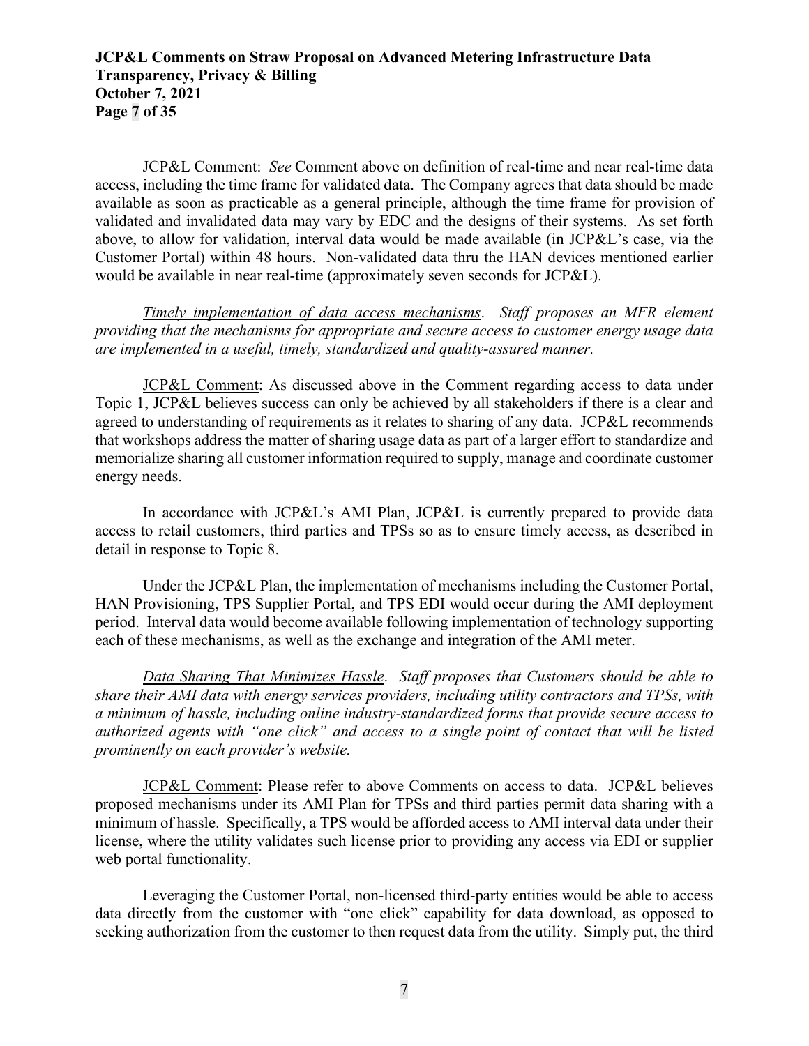JCP&L Comment: *See* Comment above on definition of real-time and near real-time data access, including the time frame for validated data. The Company agrees that data should be made available as soon as practicable as a general principle, although the time frame for provision of validated and invalidated data may vary by EDC and the designs of their systems. As set forth above, to allow for validation, interval data would be made available (in JCP&L's case, via the Customer Portal) within 48 hours. Non-validated data thru the HAN devices mentioned earlier would be available in near real-time (approximately seven seconds for JCP&L).

*Timely implementation of data access mechanisms. Staff proposes an MFR element providing that the mechanisms for appropriate and secure access to customer energy usage data are implemented in a useful, timely, standardized and quality-assured manner.*

JCP&L Comment: As discussed above in the Comment regarding access to data under Topic 1, JCP&L believes success can only be achieved by all stakeholders if there is a clear and agreed to understanding of requirements as it relates to sharing of any data. JCP&L recommends that workshops address the matter of sharing usage data as part of a larger effort to standardize and memorialize sharing all customer information required to supply, manage and coordinate customer energy needs.

In accordance with JCP&L's AMI Plan, JCP&L is currently prepared to provide data access to retail customers, third parties and TPSs so as to ensure timely access, as described in detail in response to Topic 8.

Under the JCP&L Plan, the implementation of mechanisms including the Customer Portal, HAN Provisioning, TPS Supplier Portal, and TPS EDI would occur during the AMI deployment period. Interval data would become available following implementation of technology supporting each of these mechanisms, as well as the exchange and integration of the AMI meter.

*Data Sharing That Minimizes Hassle. Staff proposes that Customers should be able to share their AMI data with energy services providers, including utility contractors and TPSs, with a minimum of hassle, including online industry-standardized forms that provide secure access to authorized agents with "one click" and access to a single point of contact that will be listed prominently on each provider's website.*

JCP&L Comment: Please refer to above Comments on access to data. JCP&L believes proposed mechanisms under its AMI Plan for TPSs and third parties permit data sharing with a minimum of hassle. Specifically, a TPS would be afforded access to AMI interval data under their license, where the utility validates such license prior to providing any access via EDI or supplier web portal functionality.

Leveraging the Customer Portal, non-licensed third-party entities would be able to access data directly from the customer with "one click" capability for data download, as opposed to seeking authorization from the customer to then request data from the utility. Simply put, the third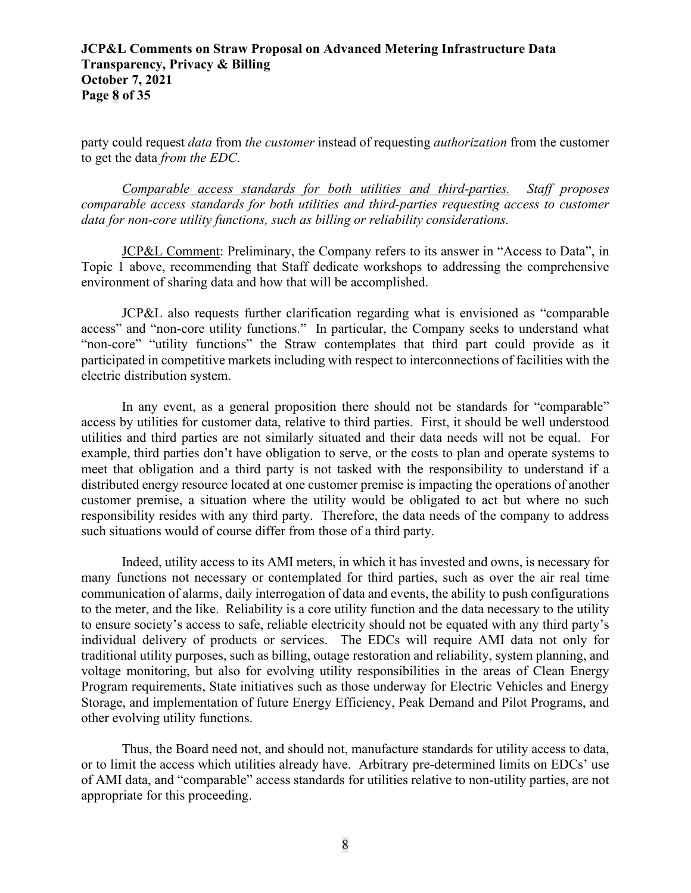party could request *data* from *the customer* instead of requesting *authorization* from the customer to get the data *from the EDC*.

<u>*Comparable access standards for both utilities and third-parties.*</u> *Staff proposes comparable access standards for both utilities and third-parties requesting access to customer data for non-core utility functions, such as billing or reliability considerations.*

<u>JCP&L Comment</u>: Preliminary, the Company refers to its answer in "Access to Data", in Topic 1 above, recommending that Staff dedicate workshops to addressing the comprehensive environment of sharing data and how that will be accomplished.

JCP&L also requests further clarification regarding what is envisioned as "comparable access" and "non-core utility functions." In particular, the Company seeks to understand what "non-core" "utility functions" the Straw contemplates that third part could provide as it participated in competitive markets including with respect to interconnections of facilities with the electric distribution system.

In any event, as a general proposition there should not be standards for "comparable" access by utilities for customer data, relative to third parties. First, it should be well understood utilities and third parties are not similarly situated and their data needs will not be equal. For example, third parties don't have obligation to serve, or the costs to plan and operate systems to meet that obligation and a third party is not tasked with the responsibility to understand if a distributed energy resource located at one customer premise is impacting the operations of another customer premise, a situation where the utility would be obligated to act but where no such responsibility resides with any third party. Therefore, the data needs of the company to address such situations would of course differ from those of a third party.

Indeed, utility access to its AMI meters, in which it has invested and owns, is necessary for many functions not necessary or contemplated for third parties, such as over the air real time communication of alarms, daily interrogation of data and events, the ability to push configurations to the meter, and the like. Reliability is a core utility function and the data necessary to the utility to ensure society's access to safe, reliable electricity should not be equated with any third party's individual delivery of products or services. The EDCs will require AMI data not only for traditional utility purposes, such as billing, outage restoration and reliability, system planning, and voltage monitoring, but also for evolving utility responsibilities in the areas of Clean Energy Program requirements, State initiatives such as those underway for Electric Vehicles and Energy Storage, and implementation of future Energy Efficiency, Peak Demand and Pilot Programs, and other evolving utility functions.

Thus, the Board need not, and should not, manufacture standards for utility access to data, or to limit the access which utilities already have. Arbitrary pre-determined limits on EDCs' use of AMI data, and "comparable" access standards for utilities relative to non-utility parties, are not appropriate for this proceeding.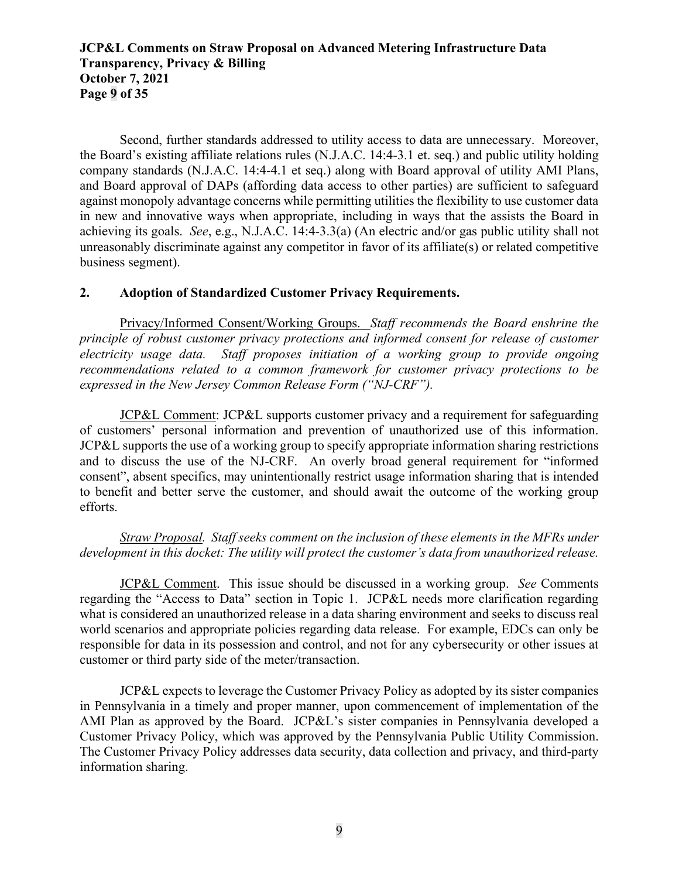Second, further standards addressed to utility access to data are unnecessary. Moreover, the Board's existing affiliate relations rules (N.J.A.C. 14:4-3.1 et. seq.) and public utility holding company standards (N.J.A.C. 14:4-4.1 et seq.) along with Board approval of utility AMI Plans, and Board approval of DAPs (affording data access to other parties) are sufficient to safeguard against monopoly advantage concerns while permitting utilities the flexibility to use customer data in new and innovative ways when appropriate, including in ways that the assists the Board in achieving its goals. *See*, e.g., N.J.A.C. 14:4-3.3(a) (An electric and/or gas public utility shall not unreasonably discriminate against any competitor in favor of its affiliate(s) or related competitive business segment).

## 2. Adoption of Standardized Customer Privacy Requirements.

Privacy/Informed Consent/Working Groups. *Staff recommends the Board enshrine the principle of robust customer privacy protections and informed consent for release of customer electricity usage data. Staff proposes initiation of a working group to provide ongoing recommendations related to a common framework for customer privacy protections to be expressed in the New Jersey Common Release Form ("NJ-CRF").*

JCP&L Comment: JCP&L supports customer privacy and a requirement for safeguarding of customers' personal information and prevention of unauthorized use of this information. JCP&L supports the use of a working group to specify appropriate information sharing restrictions and to discuss the use of the NJ-CRF. An overly broad general requirement for "informed consent", absent specifics, may unintentionally restrict usage information sharing that is intended to benefit and better serve the customer, and should await the outcome of the working group efforts.

*Straw Proposal. Staff seeks comment on the inclusion of these elements in the MFRs under development in this docket: The utility will protect the customer's data from unauthorized release.*

JCP&L Comment. This issue should be discussed in a working group. *See* Comments regarding the "Access to Data" section in Topic 1. JCP&L needs more clarification regarding what is considered an unauthorized release in a data sharing environment and seeks to discuss real world scenarios and appropriate policies regarding data release. For example, EDCs can only be responsible for data in its possession and control, and not for any cybersecurity or other issues at customer or third party side of the meter/transaction.

JCP&L expects to leverage the Customer Privacy Policy as adopted by its sister companies in Pennsylvania in a timely and proper manner, upon commencement of implementation of the AMI Plan as approved by the Board. JCP&L's sister companies in Pennsylvania developed a Customer Privacy Policy, which was approved by the Pennsylvania Public Utility Commission. The Customer Privacy Policy addresses data security, data collection and privacy, and third-party information sharing.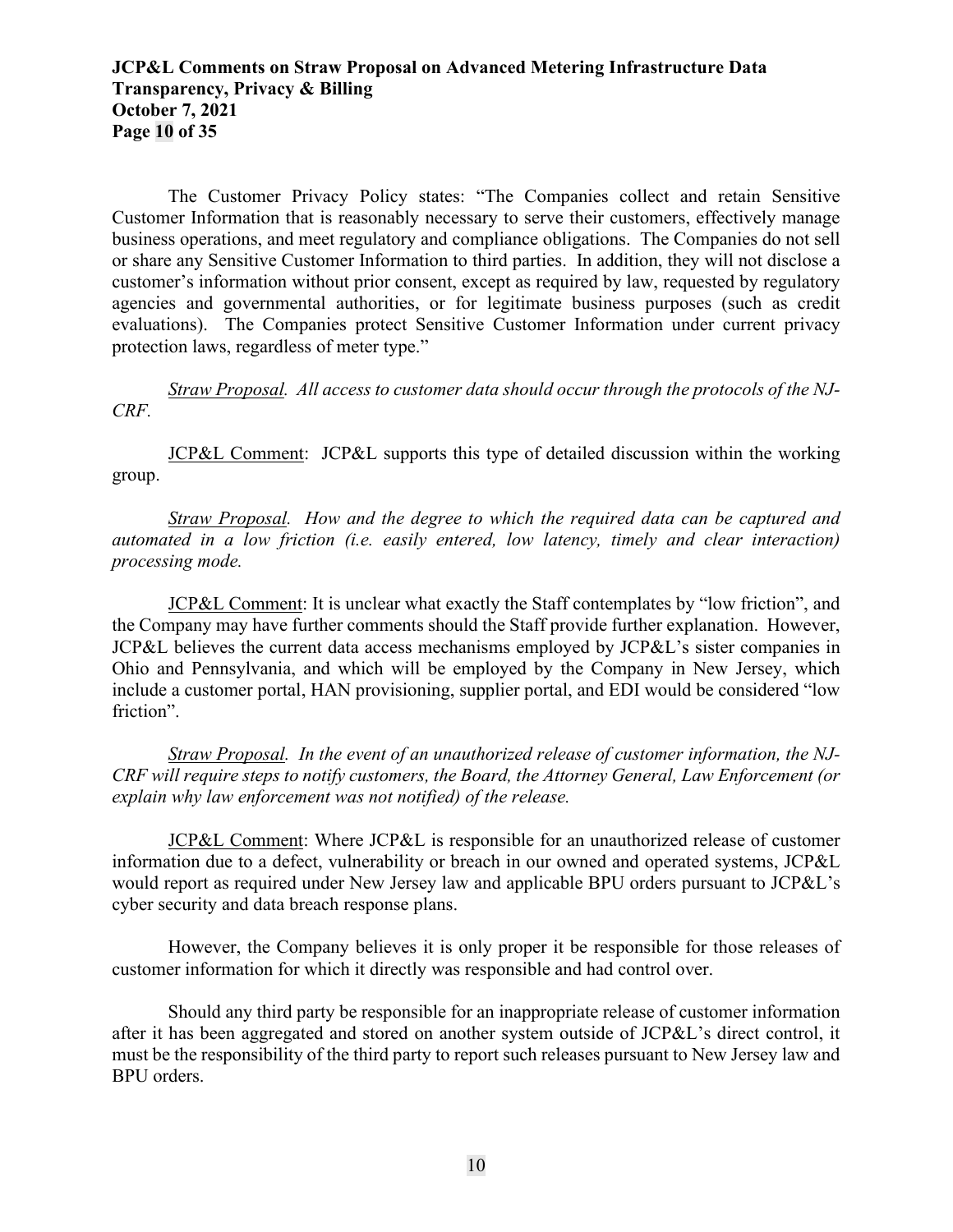The Customer Privacy Policy states: "The Companies collect and retain Sensitive Customer Information that is reasonably necessary to serve their customers, effectively manage business operations, and meet regulatory and compliance obligations. The Companies do not sell or share any Sensitive Customer Information to third parties. In addition, they will not disclose a customer's information without prior consent, except as required by law, requested by regulatory agencies and governmental authorities, or for legitimate business purposes (such as credit evaluations). The Companies protect Sensitive Customer Information under current privacy protection laws, regardless of meter type."

*Straw Proposal. All access to customer data should occur through the protocols of the NJ-CRF.*

JCP&L Comment: JCP&L supports this type of detailed discussion within the working group.

*Straw Proposal. How and the degree to which the required data can be captured and automated in a low friction (i.e. easily entered, low latency, timely and clear interaction) processing mode.*

JCP&L Comment: It is unclear what exactly the Staff contemplates by "low friction", and the Company may have further comments should the Staff provide further explanation. However, JCP&L believes the current data access mechanisms employed by JCP&L's sister companies in Ohio and Pennsylvania, and which will be employed by the Company in New Jersey, which include a customer portal, HAN provisioning, supplier portal, and EDI would be considered "low friction".

*Straw Proposal. In the event of an unauthorized release of customer information, the NJ-CRF will require steps to notify customers, the Board, the Attorney General, Law Enforcement (or explain why law enforcement was not notified) of the release.*

JCP&L Comment: Where JCP&L is responsible for an unauthorized release of customer information due to a defect, vulnerability or breach in our owned and operated systems, JCP&L would report as required under New Jersey law and applicable BPU orders pursuant to JCP&L's cyber security and data breach response plans.

However, the Company believes it is only proper it be responsible for those releases of customer information for which it directly was responsible and had control over.

Should any third party be responsible for an inappropriate release of customer information after it has been aggregated and stored on another system outside of JCP&L's direct control, it must be the responsibility of the third party to report such releases pursuant to New Jersey law and BPU orders.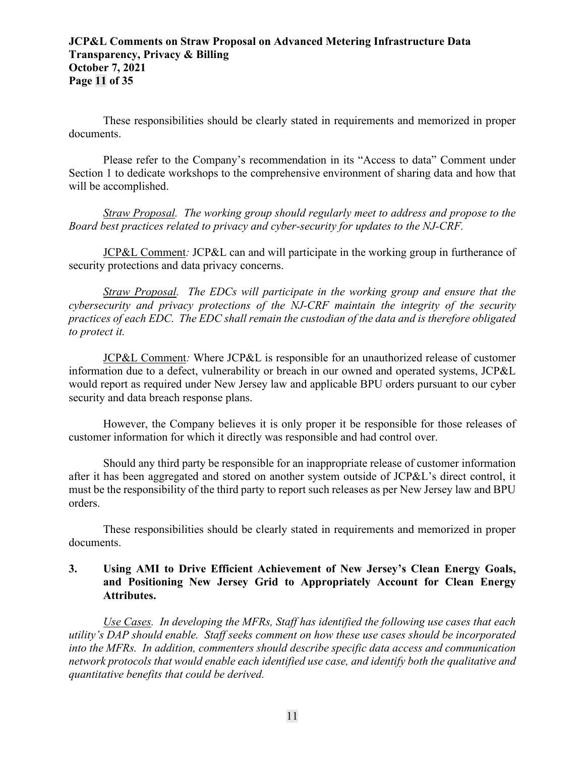These responsibilities should be clearly stated in requirements and memorized in proper documents.

Please refer to the Company's recommendation in its "Access to data" Comment under Section 1 to dedicate workshops to the comprehensive environment of sharing data and how that will be accomplished.

*Straw Proposal. The working group should regularly meet to address and propose to the Board best practices related to privacy and cyber-security for updates to the NJ-CRF.*

JCP&L Comment*:* JCP&L can and will participate in the working group in furtherance of security protections and data privacy concerns.

*Straw Proposal. The EDCs will participate in the working group and ensure that the cybersecurity and privacy protections of the NJ-CRF maintain the integrity of the security practices of each EDC. The EDC shall remain the custodian of the data and is therefore obligated to protect it.*

JCP&L Comment*:* Where JCP&L is responsible for an unauthorized release of customer information due to a defect, vulnerability or breach in our owned and operated systems, JCP&L would report as required under New Jersey law and applicable BPU orders pursuant to our cyber security and data breach response plans.

However, the Company believes it is only proper it be responsible for those releases of customer information for which it directly was responsible and had control over.

Should any third party be responsible for an inappropriate release of customer information after it has been aggregated and stored on another system outside of JCP&L's direct control, it must be the responsibility of the third party to report such releases as per New Jersey law and BPU orders.

These responsibilities should be clearly stated in requirements and memorized in proper documents.

## 3. Using AMI to Drive Efficient Achievement of New Jersey's Clean Energy Goals, and Positioning New Jersey Grid to Appropriately Account for Clean Energy Attributes.

*Use Cases. In developing the MFRs, Staff has identified the following use cases that each utility's DAP should enable. Staff seeks comment on how these use cases should be incorporated into the MFRs. In addition, commenters should describe specific data access and communication network protocols that would enable each identified use case, and identify both the qualitative and quantitative benefits that could be derived.*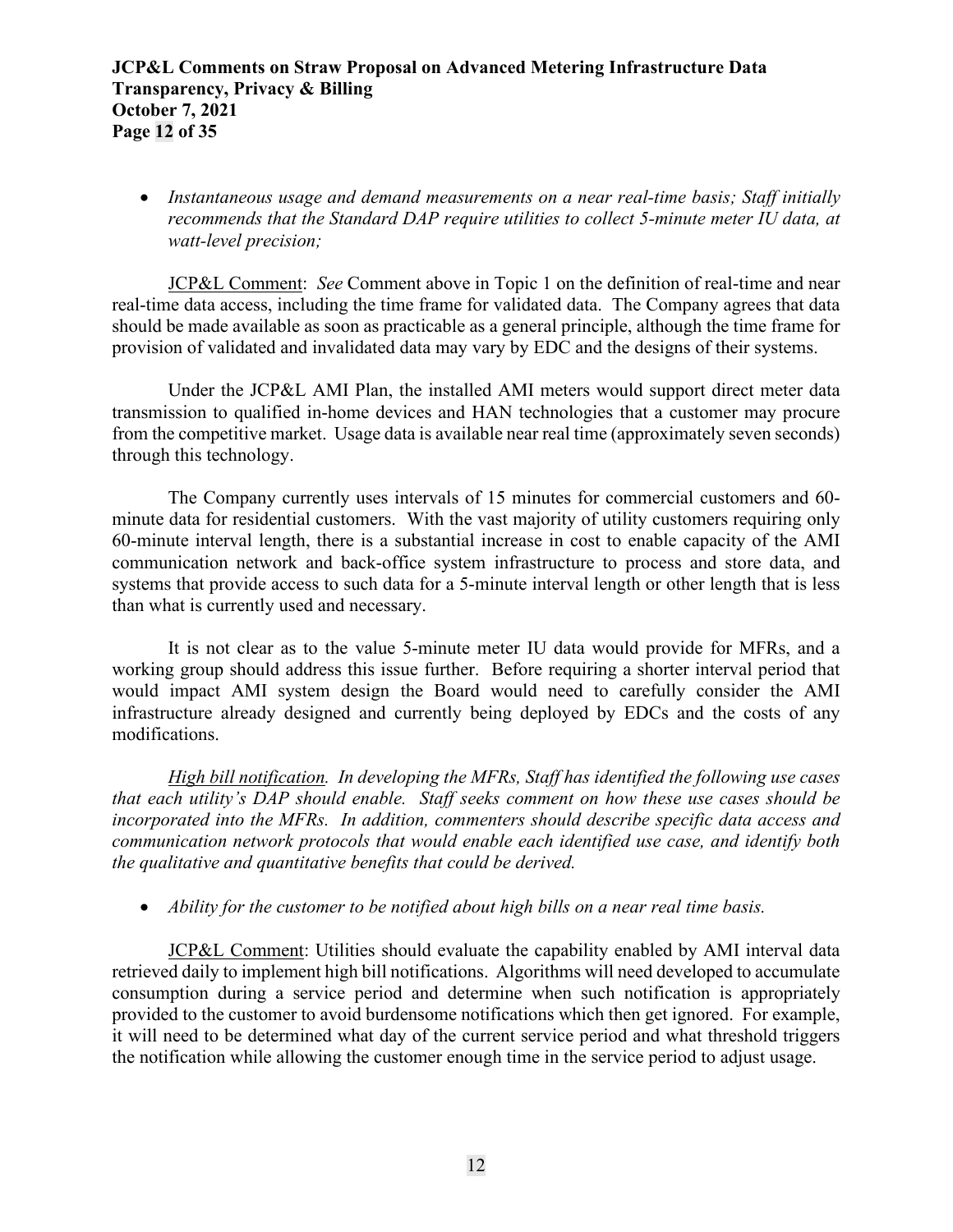- *Instantaneous usage and demand measurements on a near real-time basis; Staff initially recommends that the Standard DAP require utilities to collect 5-minute meter IU data, at watt-level precision;*

JCP&L Comment: *See* Comment above in Topic 1 on the definition of real-time and near real-time data access, including the time frame for validated data. The Company agrees that data should be made available as soon as practicable as a general principle, although the time frame for provision of validated and invalidated data may vary by EDC and the designs of their systems.

Under the JCP&L AMI Plan, the installed AMI meters would support direct meter data transmission to qualified in-home devices and HAN technologies that a customer may procure from the competitive market. Usage data is available near real time (approximately seven seconds) through this technology.

The Company currently uses intervals of 15 minutes for commercial customers and 60-minute data for residential customers. With the vast majority of utility customers requiring only 60-minute interval length, there is a substantial increase in cost to enable capacity of the AMI communication network and back-office system infrastructure to process and store data, and systems that provide access to such data for a 5-minute interval length or other length that is less than what is currently used and necessary.

It is not clear as to the value 5-minute meter IU data would provide for MFRs, and a working group should address this issue further. Before requiring a shorter interval period that would impact AMI system design the Board would need to carefully consider the AMI infrastructure already designed and currently being deployed by EDCs and the costs of any modifications.

*High bill notification. In developing the MFRs, Staff has identified the following use cases that each utility's DAP should enable. Staff seeks comment on how these use cases should be incorporated into the MFRs. In addition, commenters should describe specific data access and communication network protocols that would enable each identified use case, and identify both the qualitative and quantitative benefits that could be derived.*

- *Ability for the customer to be notified about high bills on a near real time basis.*

JCP&L Comment: Utilities should evaluate the capability enabled by AMI interval data retrieved daily to implement high bill notifications. Algorithms will need developed to accumulate consumption during a service period and determine when such notification is appropriately provided to the customer to avoid burdensome notifications which then get ignored. For example, it will need to be determined what day of the current service period and what threshold triggers the notification while allowing the customer enough time in the service period to adjust usage.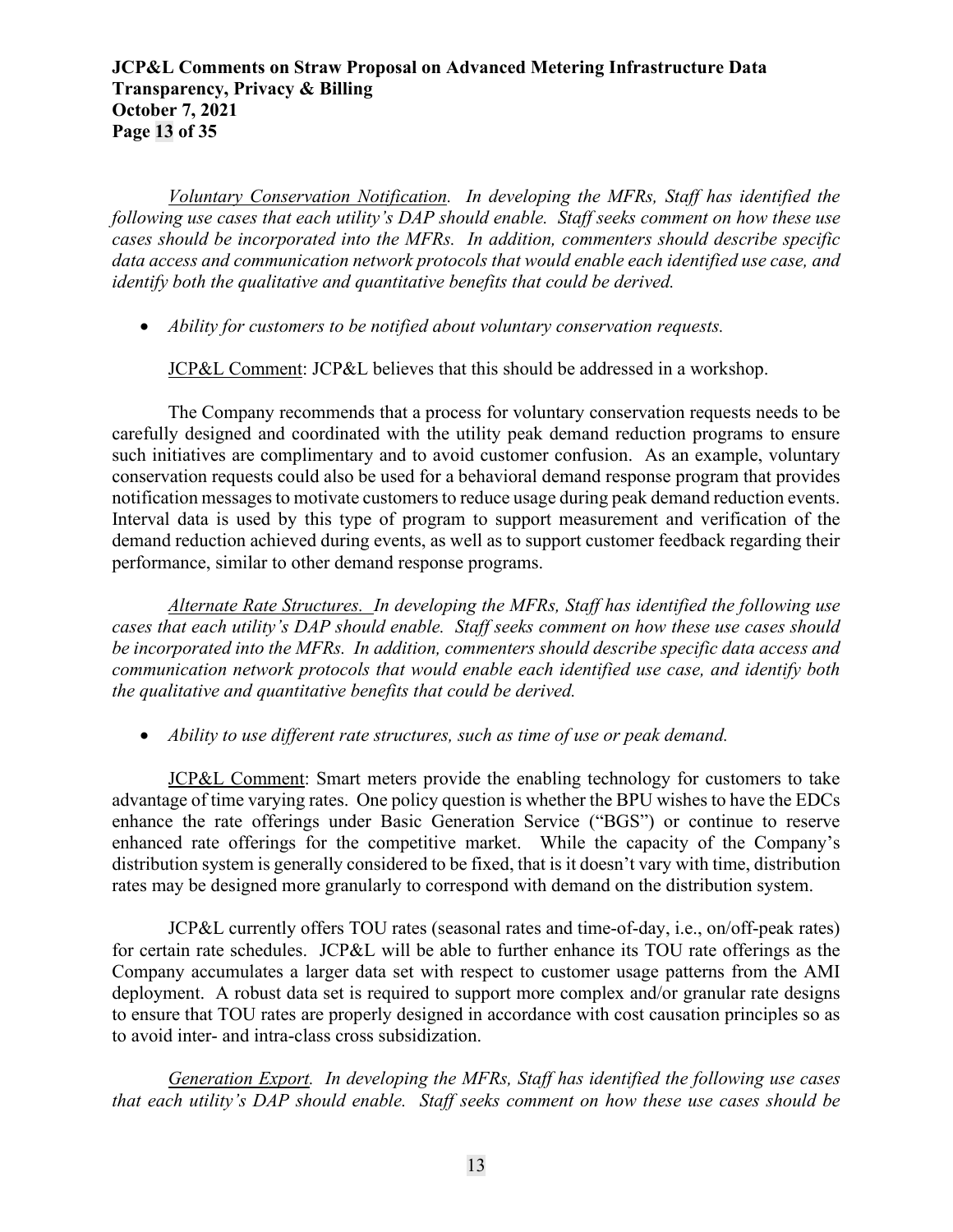*<u>Voluntary Conservation Notification</u>. In developing the MFRs, Staff has identified the following use cases that each utility's DAP should enable. Staff seeks comment on how these use cases should be incorporated into the MFRs. In addition, commenters should describe specific data access and communication network protocols that would enable each identified use case, and identify both the qualitative and quantitative benefits that could be derived.*

- *Ability for customers to be notified about voluntary conservation requests.*

<u>JCP&L Comment</u>: JCP&L believes that this should be addressed in a workshop.

The Company recommends that a process for voluntary conservation requests needs to be carefully designed and coordinated with the utility peak demand reduction programs to ensure such initiatives are complimentary and to avoid customer confusion. As an example, voluntary conservation requests could also be used for a behavioral demand response program that provides notification messages to motivate customers to reduce usage during peak demand reduction events. Interval data is used by this type of program to support measurement and verification of the demand reduction achieved during events, as well as to support customer feedback regarding their performance, similar to other demand response programs.

*<u>Alternate Rate Structures.</u> In developing the MFRs, Staff has identified the following use cases that each utility's DAP should enable. Staff seeks comment on how these use cases should be incorporated into the MFRs. In addition, commenters should describe specific data access and communication network protocols that would enable each identified use case, and identify both the qualitative and quantitative benefits that could be derived.*

- *Ability to use different rate structures, such as time of use or peak demand.*

<u>JCP&L Comment</u>: Smart meters provide the enabling technology for customers to take advantage of time varying rates. One policy question is whether the BPU wishes to have the EDCs enhance the rate offerings under Basic Generation Service ("BGS") or continue to reserve enhanced rate offerings for the competitive market. While the capacity of the Company's distribution system is generally considered to be fixed, that is it doesn't vary with time, distribution rates may be designed more granularly to correspond with demand on the distribution system.

JCP&L currently offers TOU rates (seasonal rates and time-of-day, i.e., on/off-peak rates) for certain rate schedules. JCP&L will be able to further enhance its TOU rate offerings as the Company accumulates a larger data set with respect to customer usage patterns from the AMI deployment. A robust data set is required to support more complex and/or granular rate designs to ensure that TOU rates are properly designed in accordance with cost causation principles so as to avoid inter- and intra-class cross subsidization.

*<u>Generation Export</u>. In developing the MFRs, Staff has identified the following use cases that each utility's DAP should enable. Staff seeks comment on how these use cases should be*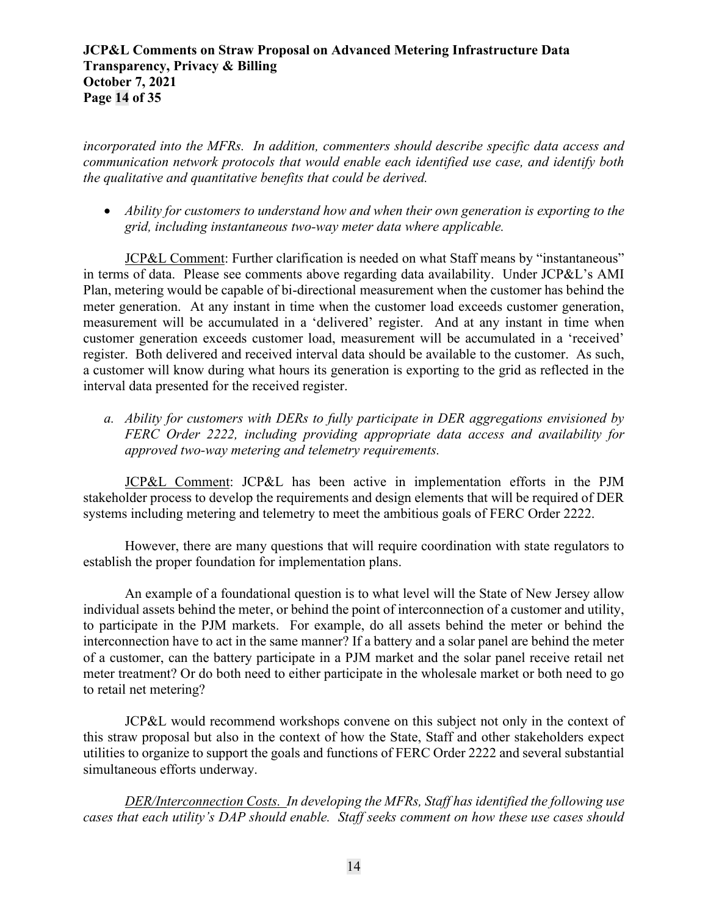*incorporated into the MFRs. In addition, commenters should describe specific data access and communication network protocols that would enable each identified use case, and identify both the qualitative and quantitative benefits that could be derived.*

- *Ability for customers to understand how and when their own generation is exporting to the grid, including instantaneous two-way meter data where applicable.*

JCP&L Comment: Further clarification is needed on what Staff means by "instantaneous" in terms of data. Please see comments above regarding data availability. Under JCP&L's AMI Plan, metering would be capable of bi-directional measurement when the customer has behind the meter generation. At any instant in time when the customer load exceeds customer generation, measurement will be accumulated in a 'delivered' register. And at any instant in time when customer generation exceeds customer load, measurement will be accumulated in a 'received' register. Both delivered and received interval data should be available to the customer. As such, a customer will know during what hours its generation is exporting to the grid as reflected in the interval data presented for the received register.

*a. Ability for customers with DERs to fully participate in DER aggregations envisioned by FERC Order 2222, including providing appropriate data access and availability for approved two-way metering and telemetry requirements.*

JCP&L Comment: JCP&L has been active in implementation efforts in the PJM stakeholder process to develop the requirements and design elements that will be required of DER systems including metering and telemetry to meet the ambitious goals of FERC Order 2222.

However, there are many questions that will require coordination with state regulators to establish the proper foundation for implementation plans.

An example of a foundational question is to what level will the State of New Jersey allow individual assets behind the meter, or behind the point of interconnection of a customer and utility, to participate in the PJM markets. For example, do all assets behind the meter or behind the interconnection have to act in the same manner? If a battery and a solar panel are behind the meter of a customer, can the battery participate in a PJM market and the solar panel receive retail net meter treatment? Or do both need to either participate in the wholesale market or both need to go to retail net metering?

JCP&L would recommend workshops convene on this subject not only in the context of this straw proposal but also in the context of how the State, Staff and other stakeholders expect utilities to organize to support the goals and functions of FERC Order 2222 and several substantial simultaneous efforts underway.

*DER/Interconnection Costs. In developing the MFRs, Staff has identified the following use cases that each utility's DAP should enable. Staff seeks comment on how these use cases should*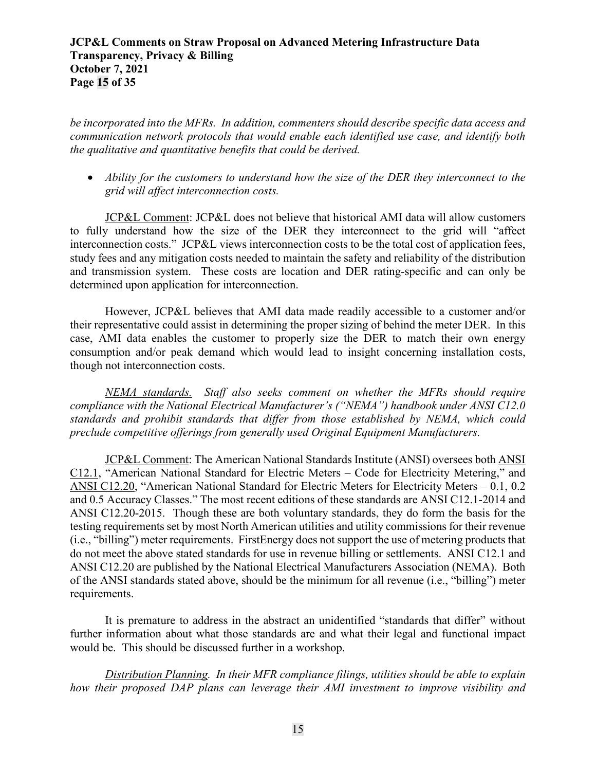*be incorporated into the MFRs. In addition, commenters should describe specific data access and communication network protocols that would enable each identified use case, and identify both the qualitative and quantitative benefits that could be derived.*

- *Ability for the customers to understand how the size of the DER they interconnect to the grid will affect interconnection costs.*

JCP&L Comment: JCP&L does not believe that historical AMI data will allow customers to fully understand how the size of the DER they interconnect to the grid will "affect interconnection costs." JCP&L views interconnection costs to be the total cost of application fees, study fees and any mitigation costs needed to maintain the safety and reliability of the distribution and transmission system. These costs are location and DER rating-specific and can only be determined upon application for interconnection.

However, JCP&L believes that AMI data made readily accessible to a customer and/or their representative could assist in determining the proper sizing of behind the meter DER. In this case, AMI data enables the customer to properly size the DER to match their own energy consumption and/or peak demand which would lead to insight concerning installation costs, though not interconnection costs.

*NEMA standards. Staff also seeks comment on whether the MFRs should require compliance with the National Electrical Manufacturer's ("NEMA") handbook under ANSI C12.0 standards and prohibit standards that differ from those established by NEMA, which could preclude competitive offerings from generally used Original Equipment Manufacturers.*

JCP&L Comment: The American National Standards Institute (ANSI) oversees both ANSI C12.1, "American National Standard for Electric Meters – Code for Electricity Metering," and ANSI C12.20, "American National Standard for Electric Meters for Electricity Meters – 0.1, 0.2 and 0.5 Accuracy Classes." The most recent editions of these standards are ANSI C12.1-2014 and ANSI C12.20-2015. Though these are both voluntary standards, they do form the basis for the testing requirements set by most North American utilities and utility commissions for their revenue (i.e., "billing") meter requirements. FirstEnergy does not support the use of metering products that do not meet the above stated standards for use in revenue billing or settlements. ANSI C12.1 and ANSI C12.20 are published by the National Electrical Manufacturers Association (NEMA). Both of the ANSI standards stated above, should be the minimum for all revenue (i.e., "billing") meter requirements.

It is premature to address in the abstract an unidentified "standards that differ" without further information about what those standards are and what their legal and functional impact would be. This should be discussed further in a workshop.

*Distribution Planning. In their MFR compliance filings, utilities should be able to explain how their proposed DAP plans can leverage their AMI investment to improve visibility and*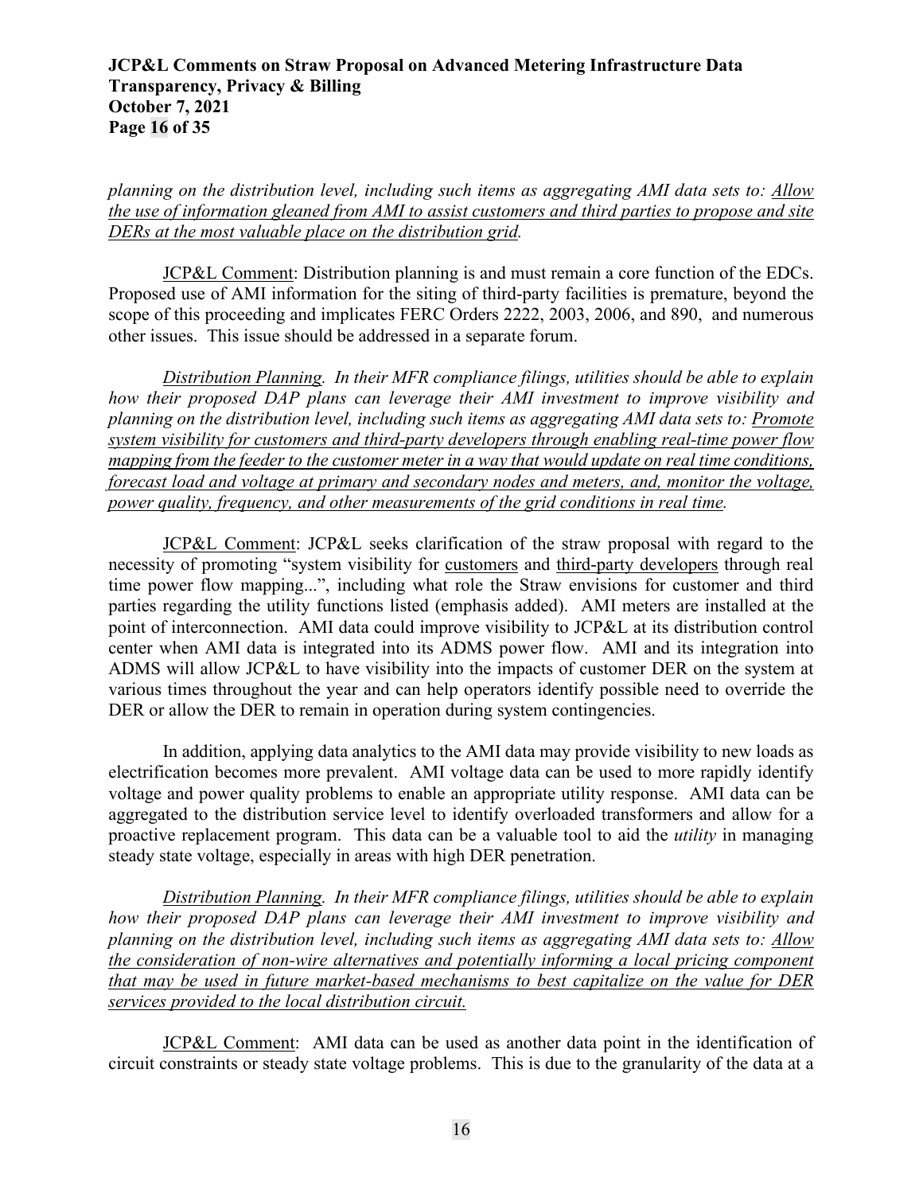*planning on the distribution level, including such items as aggregating AMI data sets to: <u>Allow the use of information gleaned from AMI to assist customers and third parties to propose and site DERs at the most valuable place on the distribution grid</u>.*

<u>JCP&L Comment</u>: Distribution planning is and must remain a core function of the EDCs. Proposed use of AMI information for the siting of third-party facilities is premature, beyond the scope of this proceeding and implicates FERC Orders 2222, 2003, 2006, and 890, and numerous other issues. This issue should be addressed in a separate forum.

*<u>Distribution Planning</u>. In their MFR compliance filings, utilities should be able to explain how their proposed DAP plans can leverage their AMI investment to improve visibility and planning on the distribution level, including such items as aggregating AMI data sets to: <u>Promote system visibility for customers and third-party developers through enabling real-time power flow mapping from the feeder to the customer meter in a way that would update on real time conditions, forecast load and voltage at primary and secondary nodes and meters, and, monitor the voltage, power quality, frequency, and other measurements of the grid conditions in real time</u>.*

<u>JCP&L Comment</u>: JCP&L seeks clarification of the straw proposal with regard to the necessity of promoting "system visibility for <u>customers</u> and <u>third-party developers</u> through real time power flow mapping...", including what role the Straw envisions for customer and third parties regarding the utility functions listed (emphasis added). AMI meters are installed at the point of interconnection. AMI data could improve visibility to JCP&L at its distribution control center when AMI data is integrated into its ADMS power flow. AMI and its integration into ADMS will allow JCP&L to have visibility into the impacts of customer DER on the system at various times throughout the year and can help operators identify possible need to override the DER or allow the DER to remain in operation during system contingencies.

In addition, applying data analytics to the AMI data may provide visibility to new loads as electrification becomes more prevalent. AMI voltage data can be used to more rapidly identify voltage and power quality problems to enable an appropriate utility response. AMI data can be aggregated to the distribution service level to identify overloaded transformers and allow for a proactive replacement program. This data can be a valuable tool to aid the *utility* in managing steady state voltage, especially in areas with high DER penetration.

*<u>Distribution Planning</u>. In their MFR compliance filings, utilities should be able to explain how their proposed DAP plans can leverage their AMI investment to improve visibility and planning on the distribution level, including such items as aggregating AMI data sets to: <u>Allow the consideration of non-wire alternatives and potentially informing a local pricing component that may be used in future market-based mechanisms to best capitalize on the value for DER services provided to the local distribution circuit.</u>*

<u>JCP&L Comment</u>: AMI data can be used as another data point in the identification of circuit constraints or steady state voltage problems. This is due to the granularity of the data at a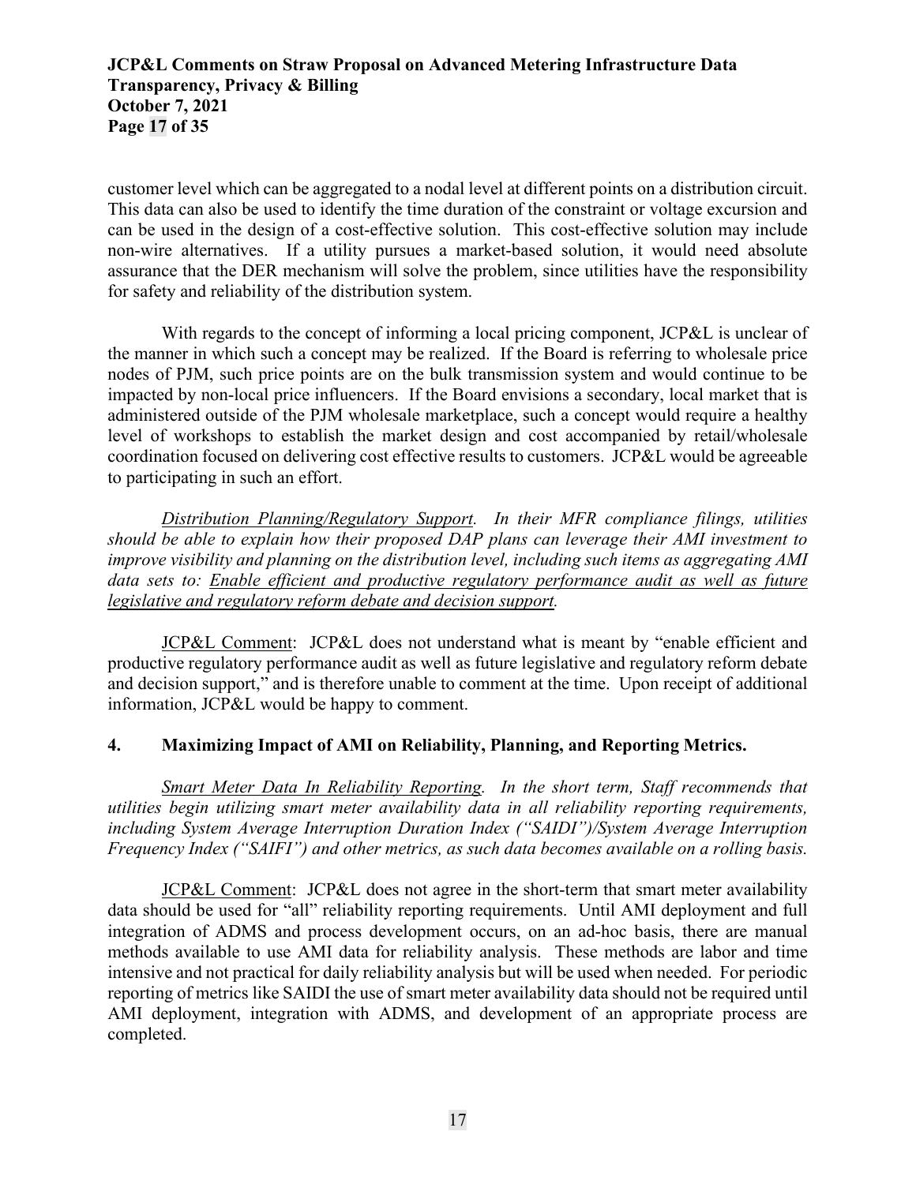customer level which can be aggregated to a nodal level at different points on a distribution circuit. This data can also be used to identify the time duration of the constraint or voltage excursion and can be used in the design of a cost-effective solution. This cost-effective solution may include non-wire alternatives. If a utility pursues a market-based solution, it would need absolute assurance that the DER mechanism will solve the problem, since utilities have the responsibility for safety and reliability of the distribution system.

With regards to the concept of informing a local pricing component, JCP&L is unclear of the manner in which such a concept may be realized. If the Board is referring to wholesale price nodes of PJM, such price points are on the bulk transmission system and would continue to be impacted by non-local price influencers. If the Board envisions a secondary, local market that is administered outside of the PJM wholesale marketplace, such a concept would require a healthy level of workshops to establish the market design and cost accompanied by retail/wholesale coordination focused on delivering cost effective results to customers. JCP&L would be agreeable to participating in such an effort.

*Distribution Planning/Regulatory Support. In their MFR compliance filings, utilities should be able to explain how their proposed DAP plans can leverage their AMI investment to improve visibility and planning on the distribution level, including such items as aggregating AMI data sets to: Enable efficient and productive regulatory performance audit as well as future legislative and regulatory reform debate and decision support.*

JCP&L Comment: JCP&L does not understand what is meant by "enable efficient and productive regulatory performance audit as well as future legislative and regulatory reform debate and decision support," and is therefore unable to comment at the time. Upon receipt of additional information, JCP&L would be happy to comment.

## 4. Maximizing Impact of AMI on Reliability, Planning, and Reporting Metrics.

*Smart Meter Data In Reliability Reporting. In the short term, Staff recommends that utilities begin utilizing smart meter availability data in all reliability reporting requirements, including System Average Interruption Duration Index ("SAIDI")/System Average Interruption Frequency Index ("SAIFI") and other metrics, as such data becomes available on a rolling basis.*

JCP&L Comment: JCP&L does not agree in the short-term that smart meter availability data should be used for "all" reliability reporting requirements. Until AMI deployment and full integration of ADMS and process development occurs, on an ad-hoc basis, there are manual methods available to use AMI data for reliability analysis. These methods are labor and time intensive and not practical for daily reliability analysis but will be used when needed. For periodic reporting of metrics like SAIDI the use of smart meter availability data should not be required until AMI deployment, integration with ADMS, and development of an appropriate process are completed.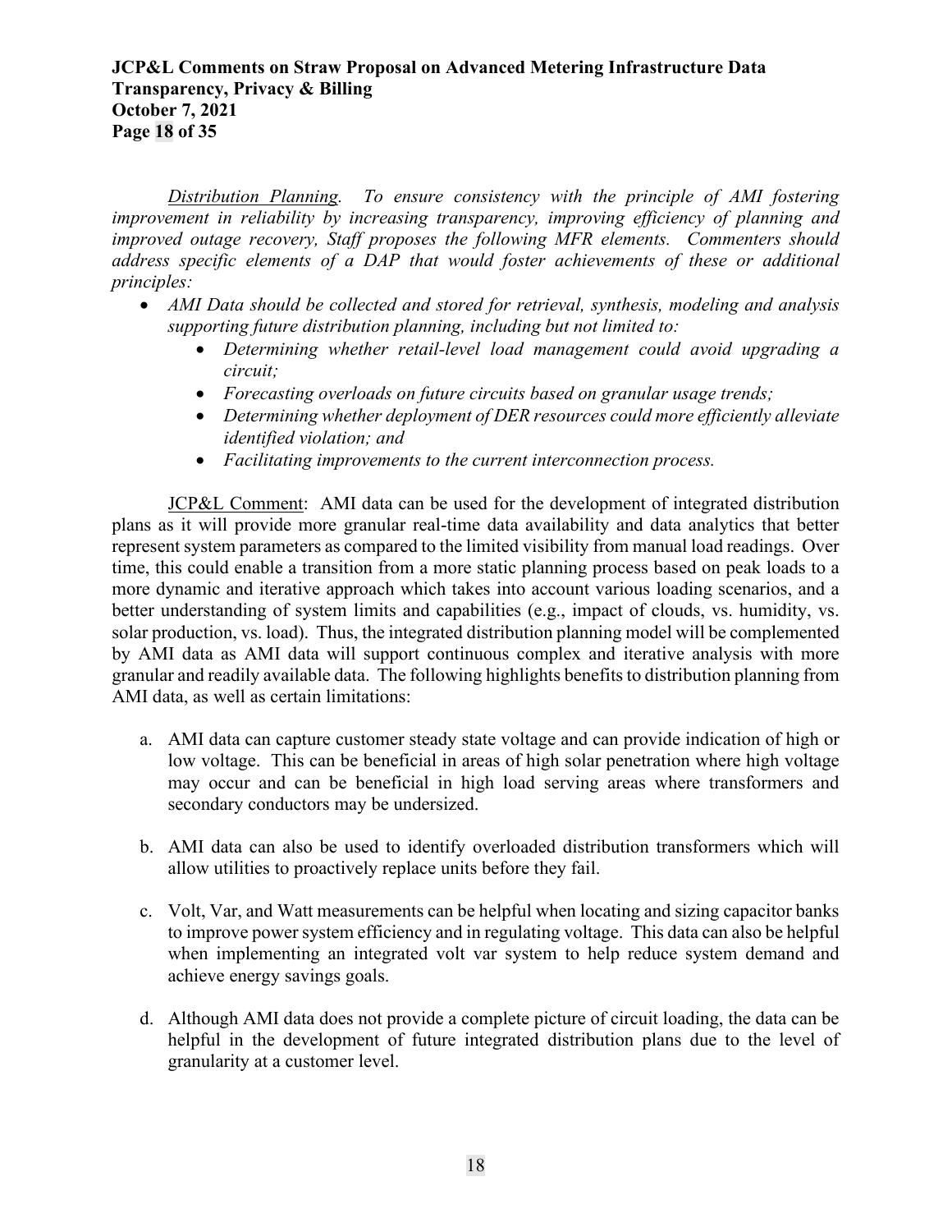*Distribution Planning. To ensure consistency with the principle of AMI fostering improvement in reliability by increasing transparency, improving efficiency of planning and improved outage recovery, Staff proposes the following MFR elements. Commenters should address specific elements of a DAP that would foster achievements of these or additional principles:*

- *AMI Data should be collected and stored for retrieval, synthesis, modeling and analysis supporting future distribution planning, including but not limited to:*
  - *Determining whether retail-level load management could avoid upgrading a circuit;*
  - *Forecasting overloads on future circuits based on granular usage trends;*
  - *Determining whether deployment of DER resources could more efficiently alleviate identified violation; and*
  - *Facilitating improvements to the current interconnection process.*

JCP&L Comment: AMI data can be used for the development of integrated distribution plans as it will provide more granular real-time data availability and data analytics that better represent system parameters as compared to the limited visibility from manual load readings. Over time, this could enable a transition from a more static planning process based on peak loads to a more dynamic and iterative approach which takes into account various loading scenarios, and a better understanding of system limits and capabilities (e.g., impact of clouds, vs. humidity, vs. solar production, vs. load). Thus, the integrated distribution planning model will be complemented by AMI data as AMI data will support continuous complex and iterative analysis with more granular and readily available data. The following highlights benefits to distribution planning from AMI data, as well as certain limitations:

a. AMI data can capture customer steady state voltage and can provide indication of high or low voltage. This can be beneficial in areas of high solar penetration where high voltage may occur and can be beneficial in high load serving areas where transformers and secondary conductors may be undersized.

b. AMI data can also be used to identify overloaded distribution transformers which will allow utilities to proactively replace units before they fail.

c. Volt, Var, and Watt measurements can be helpful when locating and sizing capacitor banks to improve power system efficiency and in regulating voltage. This data can also be helpful when implementing an integrated volt var system to help reduce system demand and achieve energy savings goals.

d. Although AMI data does not provide a complete picture of circuit loading, the data can be helpful in the development of future integrated distribution plans due to the level of granularity at a customer level.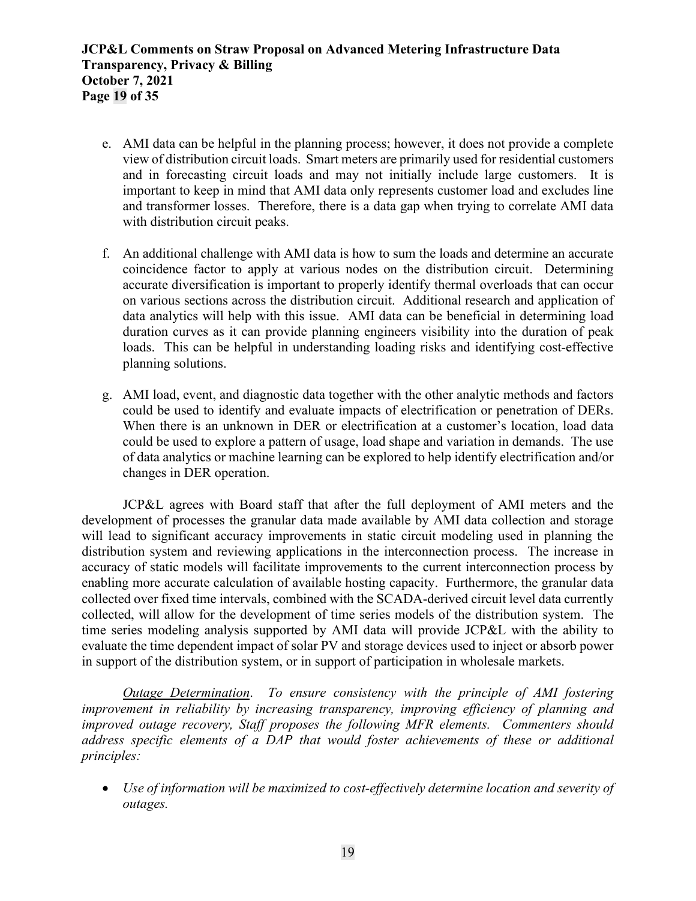e. AMI data can be helpful in the planning process; however, it does not provide a complete view of distribution circuit loads. Smart meters are primarily used for residential customers and in forecasting circuit loads and may not initially include large customers. It is important to keep in mind that AMI data only represents customer load and excludes line and transformer losses. Therefore, there is a data gap when trying to correlate AMI data with distribution circuit peaks.

f. An additional challenge with AMI data is how to sum the loads and determine an accurate coincidence factor to apply at various nodes on the distribution circuit. Determining accurate diversification is important to properly identify thermal overloads that can occur on various sections across the distribution circuit. Additional research and application of data analytics will help with this issue. AMI data can be beneficial in determining load duration curves as it can provide planning engineers visibility into the duration of peak loads. This can be helpful in understanding loading risks and identifying cost-effective planning solutions.

g. AMI load, event, and diagnostic data together with the other analytic methods and factors could be used to identify and evaluate impacts of electrification or penetration of DERs. When there is an unknown in DER or electrification at a customer's location, load data could be used to explore a pattern of usage, load shape and variation in demands. The use of data analytics or machine learning can be explored to help identify electrification and/or changes in DER operation.

JCP&L agrees with Board staff that after the full deployment of AMI meters and the development of processes the granular data made available by AMI data collection and storage will lead to significant accuracy improvements in static circuit modeling used in planning the distribution system and reviewing applications in the interconnection process. The increase in accuracy of static models will facilitate improvements to the current interconnection process by enabling more accurate calculation of available hosting capacity. Furthermore, the granular data collected over fixed time intervals, combined with the SCADA-derived circuit level data currently collected, will allow for the development of time series models of the distribution system. The time series modeling analysis supported by AMI data will provide JCP&L with the ability to evaluate the time dependent impact of solar PV and storage devices used to inject or absorb power in support of the distribution system, or in support of participation in wholesale markets.

*Outage Determination*. *To ensure consistency with the principle of AMI fostering improvement in reliability by increasing transparency, improving efficiency of planning and improved outage recovery, Staff proposes the following MFR elements. Commenters should address specific elements of a DAP that would foster achievements of these or additional principles:*

- *Use of information will be maximized to cost-effectively determine location and severity of outages.*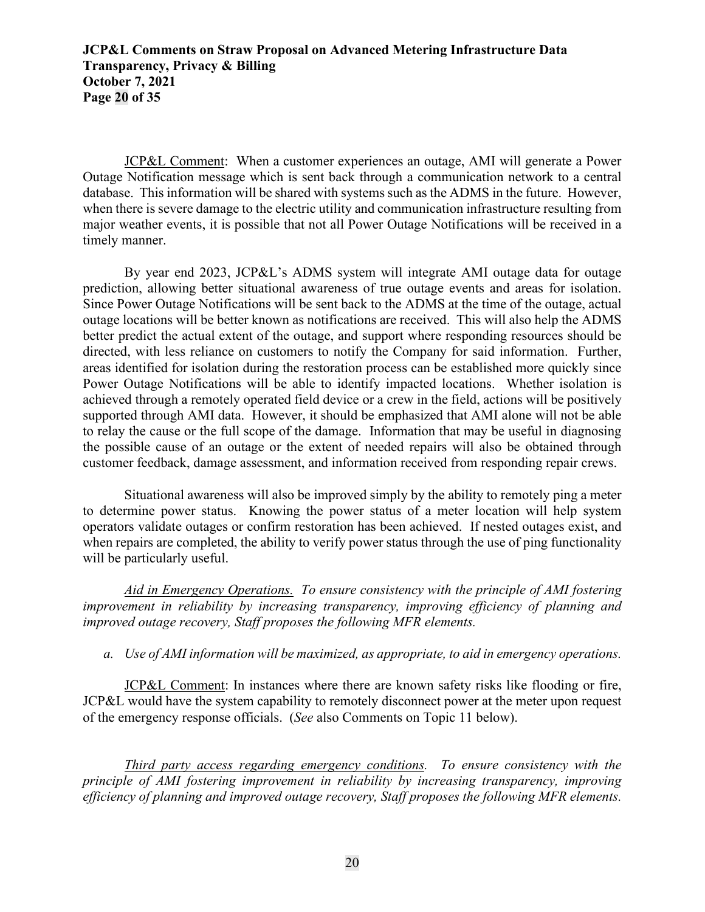JCP&L Comment: When a customer experiences an outage, AMI will generate a Power Outage Notification message which is sent back through a communication network to a central database. This information will be shared with systems such as the ADMS in the future. However, when there is severe damage to the electric utility and communication infrastructure resulting from major weather events, it is possible that not all Power Outage Notifications will be received in a timely manner.

By year end 2023, JCP&L's ADMS system will integrate AMI outage data for outage prediction, allowing better situational awareness of true outage events and areas for isolation. Since Power Outage Notifications will be sent back to the ADMS at the time of the outage, actual outage locations will be better known as notifications are received. This will also help the ADMS better predict the actual extent of the outage, and support where responding resources should be directed, with less reliance on customers to notify the Company for said information. Further, areas identified for isolation during the restoration process can be established more quickly since Power Outage Notifications will be able to identify impacted locations. Whether isolation is achieved through a remotely operated field device or a crew in the field, actions will be positively supported through AMI data. However, it should be emphasized that AMI alone will not be able to relay the cause or the full scope of the damage. Information that may be useful in diagnosing the possible cause of an outage or the extent of needed repairs will also be obtained through customer feedback, damage assessment, and information received from responding repair crews.

Situational awareness will also be improved simply by the ability to remotely ping a meter to determine power status. Knowing the power status of a meter location will help system operators validate outages or confirm restoration has been achieved. If nested outages exist, and when repairs are completed, the ability to verify power status through the use of ping functionality will be particularly useful.

*Aid in Emergency Operations. To ensure consistency with the principle of AMI fostering improvement in reliability by increasing transparency, improving efficiency of planning and improved outage recovery, Staff proposes the following MFR elements.*

*a. Use of AMI information will be maximized, as appropriate, to aid in emergency operations.*

JCP&L Comment: In instances where there are known safety risks like flooding or fire, JCP&L would have the system capability to remotely disconnect power at the meter upon request of the emergency response officials. (*See* also Comments on Topic 11 below).

*Third party access regarding emergency conditions. To ensure consistency with the principle of AMI fostering improvement in reliability by increasing transparency, improving efficiency of planning and improved outage recovery, Staff proposes the following MFR elements.*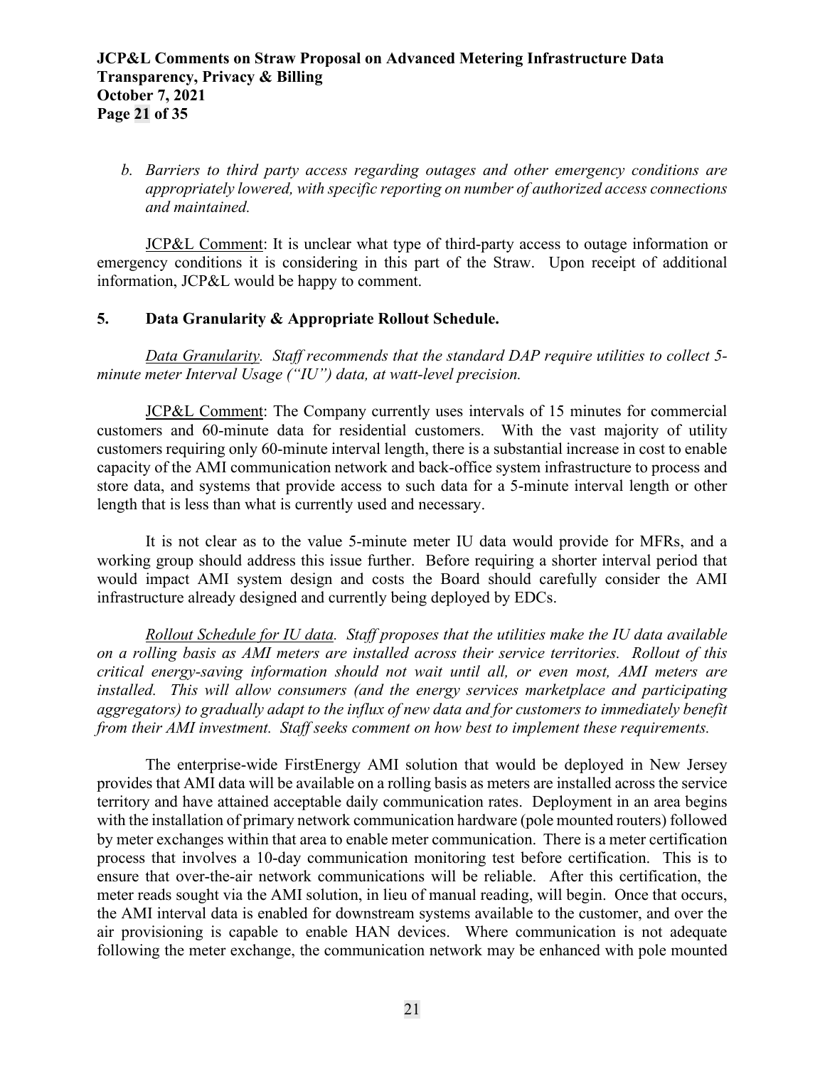*b. Barriers to third party access regarding outages and other emergency conditions are appropriately lowered, with specific reporting on number of authorized access connections and maintained.*

JCP&L Comment: It is unclear what type of third-party access to outage information or emergency conditions it is considering in this part of the Straw. Upon receipt of additional information, JCP&L would be happy to comment.

## 5. Data Granularity & Appropriate Rollout Schedule.

*Data Granularity. Staff recommends that the standard DAP require utilities to collect 5-minute meter Interval Usage ("IU") data, at watt-level precision.*

JCP&L Comment: The Company currently uses intervals of 15 minutes for commercial customers and 60-minute data for residential customers. With the vast majority of utility customers requiring only 60-minute interval length, there is a substantial increase in cost to enable capacity of the AMI communication network and back-office system infrastructure to process and store data, and systems that provide access to such data for a 5-minute interval length or other length that is less than what is currently used and necessary.

It is not clear as to the value 5-minute meter IU data would provide for MFRs, and a working group should address this issue further. Before requiring a shorter interval period that would impact AMI system design and costs the Board should carefully consider the AMI infrastructure already designed and currently being deployed by EDCs.

*Rollout Schedule for IU data. Staff proposes that the utilities make the IU data available on a rolling basis as AMI meters are installed across their service territories. Rollout of this critical energy-saving information should not wait until all, or even most, AMI meters are installed. This will allow consumers (and the energy services marketplace and participating aggregators) to gradually adapt to the influx of new data and for customers to immediately benefit from their AMI investment. Staff seeks comment on how best to implement these requirements.*

The enterprise-wide FirstEnergy AMI solution that would be deployed in New Jersey provides that AMI data will be available on a rolling basis as meters are installed across the service territory and have attained acceptable daily communication rates. Deployment in an area begins with the installation of primary network communication hardware (pole mounted routers) followed by meter exchanges within that area to enable meter communication. There is a meter certification process that involves a 10-day communication monitoring test before certification. This is to ensure that over-the-air network communications will be reliable. After this certification, the meter reads sought via the AMI solution, in lieu of manual reading, will begin. Once that occurs, the AMI interval data is enabled for downstream systems available to the customer, and over the air provisioning is capable to enable HAN devices. Where communication is not adequate following the meter exchange, the communication network may be enhanced with pole mounted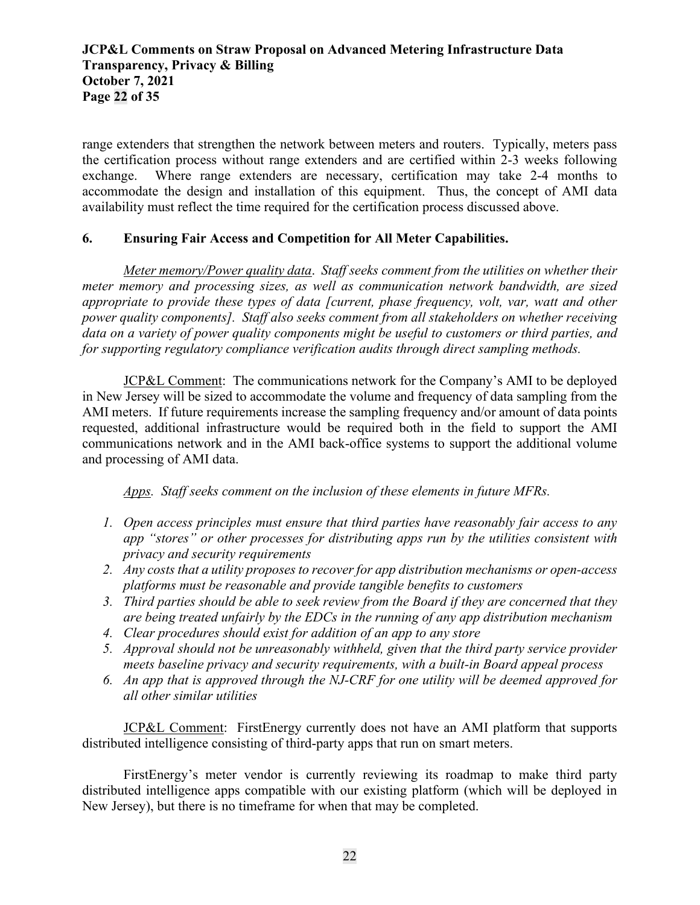range extenders that strengthen the network between meters and routers. Typically, meters pass the certification process without range extenders and are certified within 2-3 weeks following exchange. Where range extenders are necessary, certification may take 2-4 months to accommodate the design and installation of this equipment. Thus, the concept of AMI data availability must reflect the time required for the certification process discussed above.

## 6. Ensuring Fair Access and Competition for All Meter Capabilities.

*Meter memory/Power quality data. Staff seeks comment from the utilities on whether their meter memory and processing sizes, as well as communication network bandwidth, are sized appropriate to provide these types of data [current, phase frequency, volt, var, watt and other power quality components]. Staff also seeks comment from all stakeholders on whether receiving data on a variety of power quality components might be useful to customers or third parties, and for supporting regulatory compliance verification audits through direct sampling methods.*

JCP&L Comment: The communications network for the Company's AMI to be deployed in New Jersey will be sized to accommodate the volume and frequency of data sampling from the AMI meters. If future requirements increase the sampling frequency and/or amount of data points requested, additional infrastructure would be required both in the field to support the AMI communications network and in the AMI back-office systems to support the additional volume and processing of AMI data.

*Apps. Staff seeks comment on the inclusion of these elements in future MFRs.*

1. *Open access principles must ensure that third parties have reasonably fair access to any app "stores" or other processes for distributing apps run by the utilities consistent with privacy and security requirements*
2. *Any costs that a utility proposes to recover for app distribution mechanisms or open-access platforms must be reasonable and provide tangible benefits to customers*
3. *Third parties should be able to seek review from the Board if they are concerned that they are being treated unfairly by the EDCs in the running of any app distribution mechanism*
4. *Clear procedures should exist for addition of an app to any store*
5. *Approval should not be unreasonably withheld, given that the third party service provider meets baseline privacy and security requirements, with a built-in Board appeal process*
6. *An app that is approved through the NJ-CRF for one utility will be deemed approved for all other similar utilities*

JCP&L Comment: FirstEnergy currently does not have an AMI platform that supports distributed intelligence consisting of third-party apps that run on smart meters.

FirstEnergy's meter vendor is currently reviewing its roadmap to make third party distributed intelligence apps compatible with our existing platform (which will be deployed in New Jersey), but there is no timeframe for when that may be completed.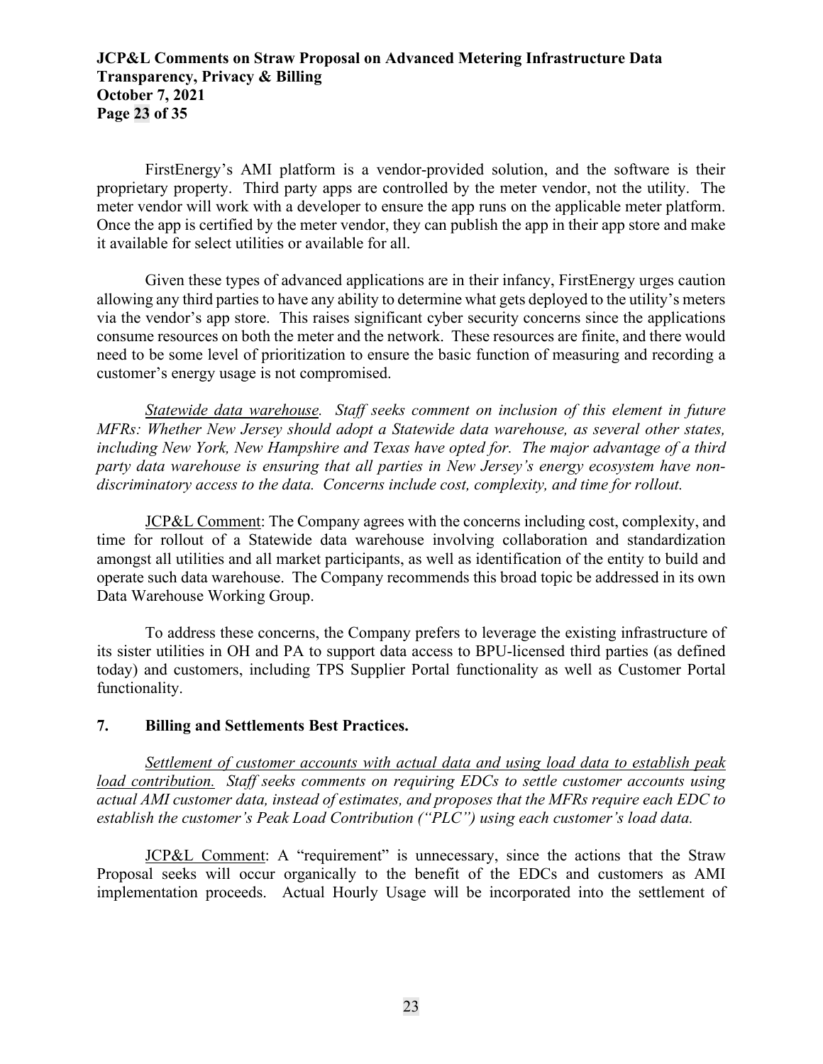FirstEnergy's AMI platform is a vendor-provided solution, and the software is their proprietary property. Third party apps are controlled by the meter vendor, not the utility. The meter vendor will work with a developer to ensure the app runs on the applicable meter platform. Once the app is certified by the meter vendor, they can publish the app in their app store and make it available for select utilities or available for all.

Given these types of advanced applications are in their infancy, FirstEnergy urges caution allowing any third parties to have any ability to determine what gets deployed to the utility's meters via the vendor's app store. This raises significant cyber security concerns since the applications consume resources on both the meter and the network. These resources are finite, and there would need to be some level of prioritization to ensure the basic function of measuring and recording a customer's energy usage is not compromised.

*Statewide data warehouse. Staff seeks comment on inclusion of this element in future MFRs: Whether New Jersey should adopt a Statewide data warehouse, as several other states, including New York, New Hampshire and Texas have opted for. The major advantage of a third party data warehouse is ensuring that all parties in New Jersey's energy ecosystem have non-discriminatory access to the data. Concerns include cost, complexity, and time for rollout.*

JCP&L Comment: The Company agrees with the concerns including cost, complexity, and time for rollout of a Statewide data warehouse involving collaboration and standardization amongst all utilities and all market participants, as well as identification of the entity to build and operate such data warehouse. The Company recommends this broad topic be addressed in its own Data Warehouse Working Group.

To address these concerns, the Company prefers to leverage the existing infrastructure of its sister utilities in OH and PA to support data access to BPU-licensed third parties (as defined today) and customers, including TPS Supplier Portal functionality as well as Customer Portal functionality.

## 7. Billing and Settlements Best Practices.

*Settlement of customer accounts with actual data and using load data to establish peak load contribution. Staff seeks comments on requiring EDCs to settle customer accounts using actual AMI customer data, instead of estimates, and proposes that the MFRs require each EDC to establish the customer's Peak Load Contribution ("PLC") using each customer's load data.*

JCP&L Comment: A "requirement" is unnecessary, since the actions that the Straw Proposal seeks will occur organically to the benefit of the EDCs and customers as AMI implementation proceeds. Actual Hourly Usage will be incorporated into the settlement of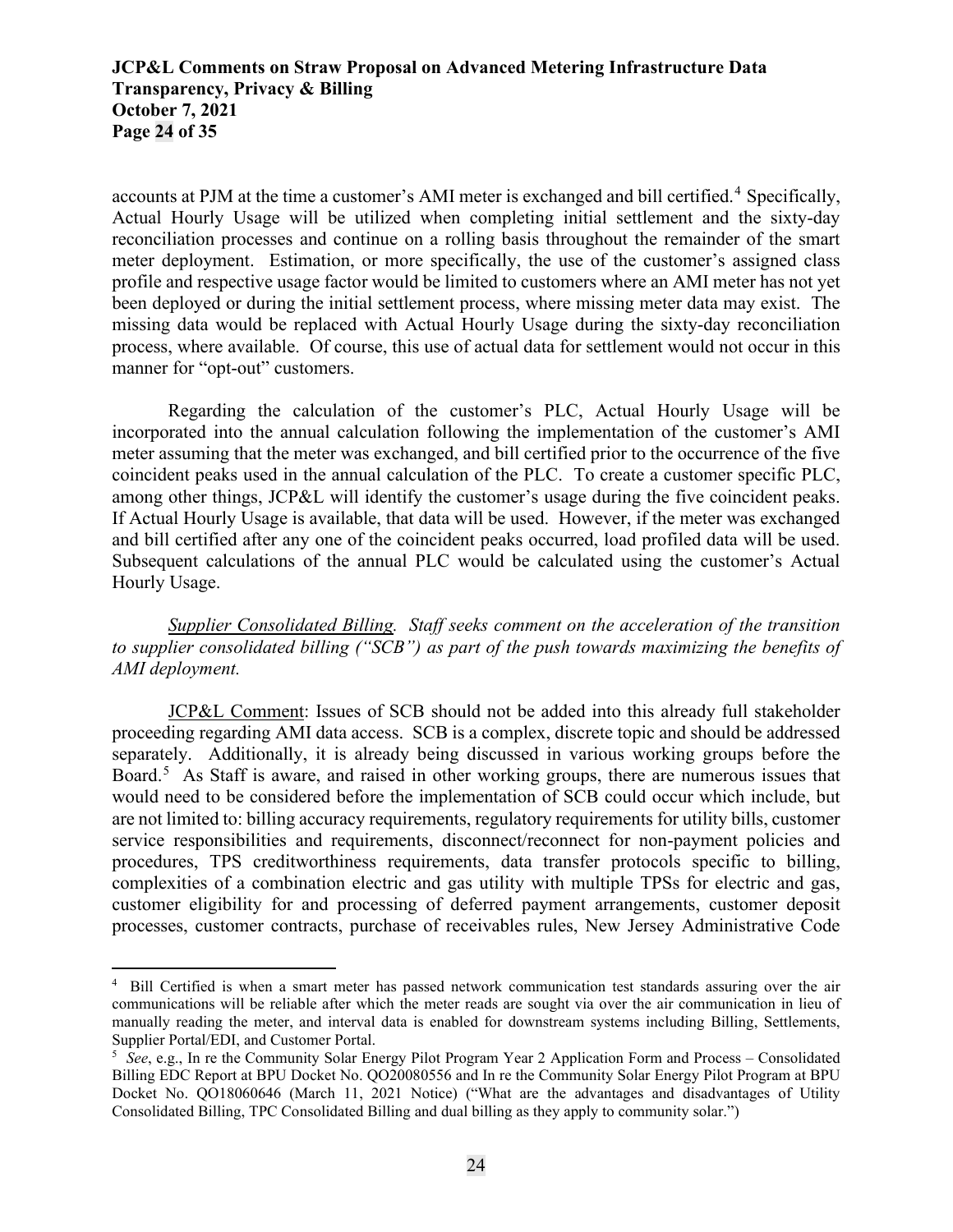accounts at PJM at the time a customer's AMI meter is exchanged and bill certified.[4] Specifically, Actual Hourly Usage will be utilized when completing initial settlement and the sixty-day reconciliation processes and continue on a rolling basis throughout the remainder of the smart meter deployment. Estimation, or more specifically, the use of the customer's assigned class profile and respective usage factor would be limited to customers where an AMI meter has not yet been deployed or during the initial settlement process, where missing meter data may exist. The missing data would be replaced with Actual Hourly Usage during the sixty-day reconciliation process, where available. Of course, this use of actual data for settlement would not occur in this manner for "opt-out" customers.

Regarding the calculation of the customer's PLC, Actual Hourly Usage will be incorporated into the annual calculation following the implementation of the customer's AMI meter assuming that the meter was exchanged, and bill certified prior to the occurrence of the five coincident peaks used in the annual calculation of the PLC. To create a customer specific PLC, among other things, JCP&L will identify the customer's usage during the five coincident peaks. If Actual Hourly Usage is available, that data will be used. However, if the meter was exchanged and bill certified after any one of the coincident peaks occurred, load profiled data will be used. Subsequent calculations of the annual PLC would be calculated using the customer's Actual Hourly Usage.

*Supplier Consolidated Billing. Staff seeks comment on the acceleration of the transition to supplier consolidated billing ("SCB") as part of the push towards maximizing the benefits of AMI deployment.*

JCP&L Comment: Issues of SCB should not be added into this already full stakeholder proceeding regarding AMI data access. SCB is a complex, discrete topic and should be addressed separately. Additionally, it is already being discussed in various working groups before the Board.[5] As Staff is aware, and raised in other working groups, there are numerous issues that would need to be considered before the implementation of SCB could occur which include, but are not limited to: billing accuracy requirements, regulatory requirements for utility bills, customer service responsibilities and requirements, disconnect/reconnect for non-payment policies and procedures, TPS creditworthiness requirements, data transfer protocols specific to billing, complexities of a combination electric and gas utility with multiple TPSs for electric and gas, customer eligibility for and processing of deferred payment arrangements, customer deposit processes, customer contracts, purchase of receivables rules, New Jersey Administrative Code

---

[4] Bill Certified is when a smart meter has passed network communication test standards assuring over the air communications will be reliable after which the meter reads are sought via over the air communication in lieu of manually reading the meter, and interval data is enabled for downstream systems including Billing, Settlements, Supplier Portal/EDI, and Customer Portal.

[5] *See*, e.g., In re the Community Solar Energy Pilot Program Year 2 Application Form and Process – Consolidated Billing EDC Report at BPU Docket No. QO20080556 and In re the Community Solar Energy Pilot Program at BPU Docket No. QO18060646 (March 11, 2021 Notice) ("What are the advantages and disadvantages of Utility Consolidated Billing, TPC Consolidated Billing and dual billing as they apply to community solar.")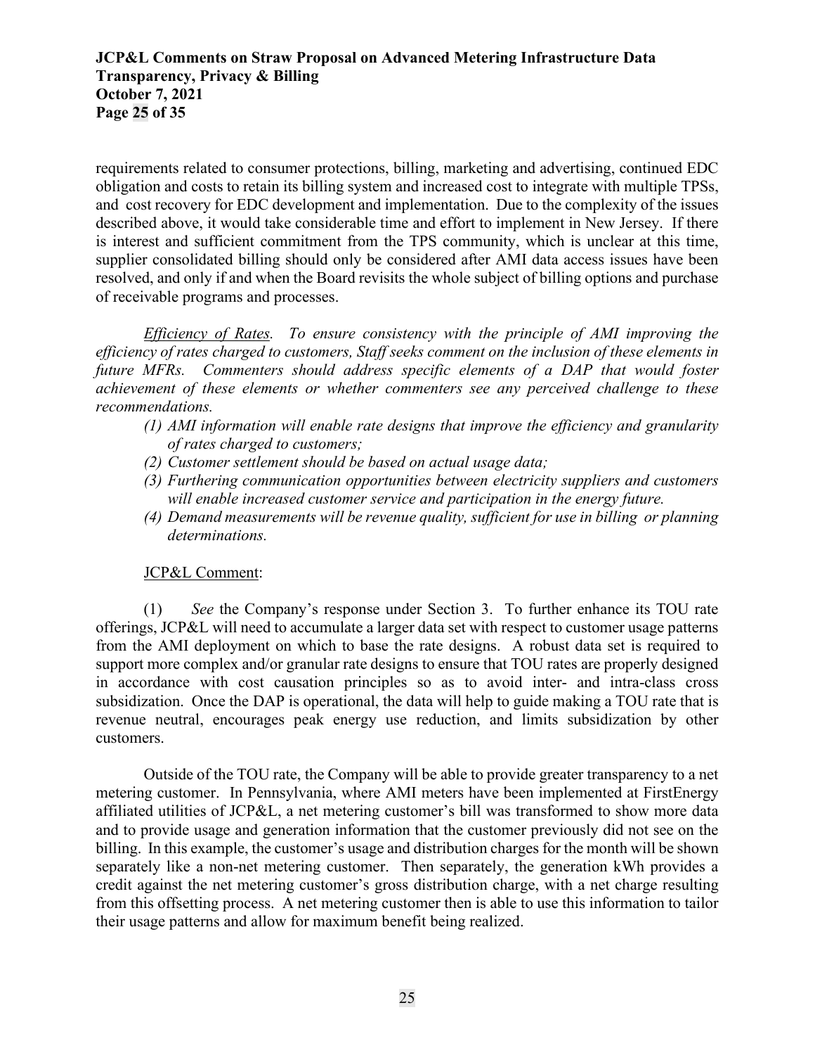requirements related to consumer protections, billing, marketing and advertising, continued EDC obligation and costs to retain its billing system and increased cost to integrate with multiple TPSs, and cost recovery for EDC development and implementation. Due to the complexity of the issues described above, it would take considerable time and effort to implement in New Jersey. If there is interest and sufficient commitment from the TPS community, which is unclear at this time, supplier consolidated billing should only be considered after AMI data access issues have been resolved, and only if and when the Board revisits the whole subject of billing options and purchase of receivable programs and processes.

<u>*Efficiency of Rates*</u>. *To ensure consistency with the principle of AMI improving the efficiency of rates charged to customers, Staff seeks comment on the inclusion of these elements in future MFRs. Commenters should address specific elements of a DAP that would foster achievement of these elements or whether commenters see any perceived challenge to these recommendations.*

*(1) AMI information will enable rate designs that improve the efficiency and granularity of rates charged to customers;*
*(2) Customer settlement should be based on actual usage data;*
*(3) Furthering communication opportunities between electricity suppliers and customers will enable increased customer service and participation in the energy future.*
*(4) Demand measurements will be revenue quality, sufficient for use in billing or planning determinations.*

<u>JCP&L Comment</u>:

(1) *See* the Company's response under Section 3. To further enhance its TOU rate offerings, JCP&L will need to accumulate a larger data set with respect to customer usage patterns from the AMI deployment on which to base the rate designs. A robust data set is required to support more complex and/or granular rate designs to ensure that TOU rates are properly designed in accordance with cost causation principles so as to avoid inter- and intra-class cross subsidization. Once the DAP is operational, the data will help to guide making a TOU rate that is revenue neutral, encourages peak energy use reduction, and limits subsidization by other customers.

Outside of the TOU rate, the Company will be able to provide greater transparency to a net metering customer. In Pennsylvania, where AMI meters have been implemented at FirstEnergy affiliated utilities of JCP&L, a net metering customer's bill was transformed to show more data and to provide usage and generation information that the customer previously did not see on the billing. In this example, the customer's usage and distribution charges for the month will be shown separately like a non-net metering customer. Then separately, the generation kWh provides a credit against the net metering customer's gross distribution charge, with a net charge resulting from this offsetting process. A net metering customer then is able to use this information to tailor their usage patterns and allow for maximum benefit being realized.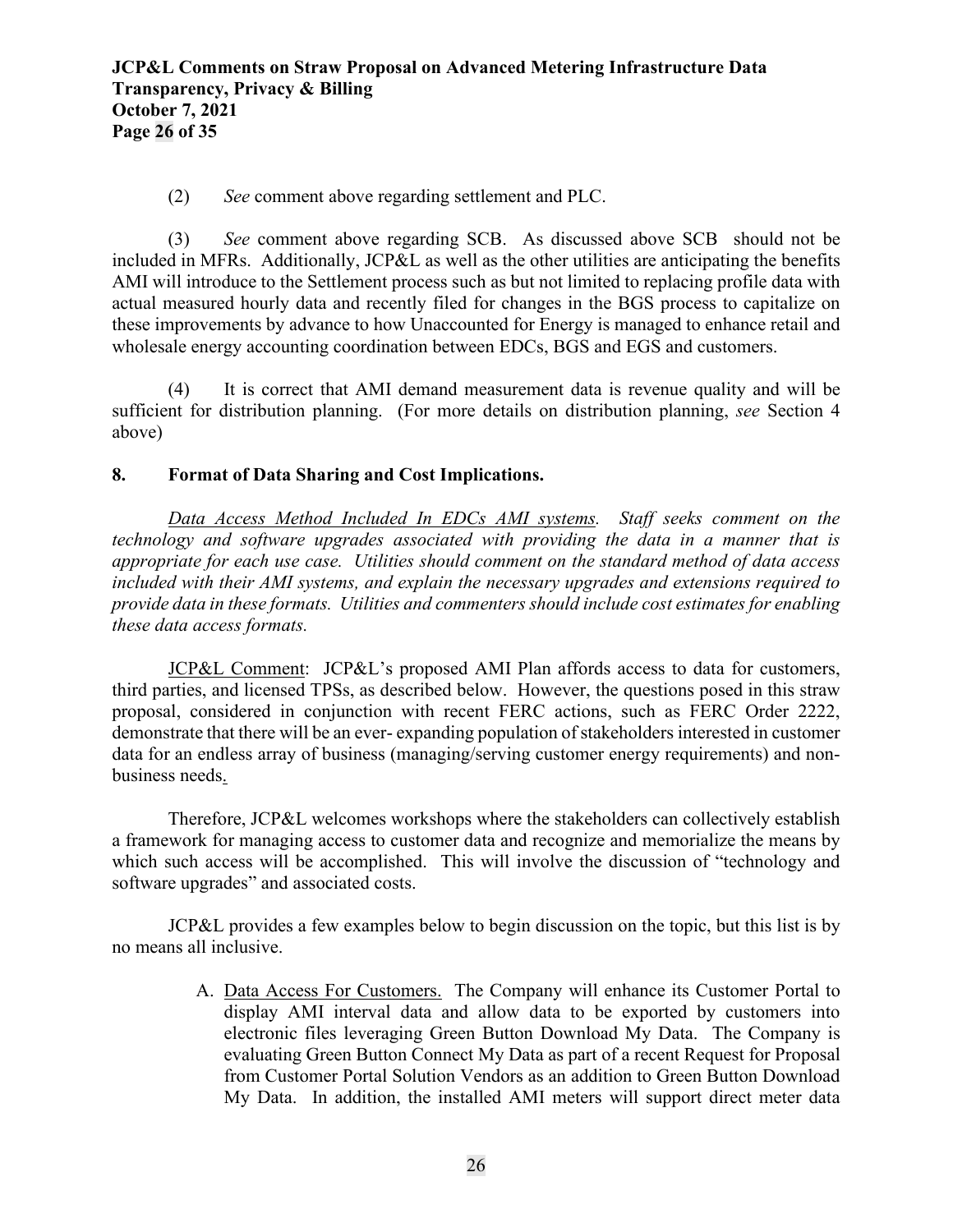(2) *See* comment above regarding settlement and PLC.

(3) *See* comment above regarding SCB. As discussed above SCB should not be included in MFRs. Additionally, JCP&L as well as the other utilities are anticipating the benefits AMI will introduce to the Settlement process such as but not limited to replacing profile data with actual measured hourly data and recently filed for changes in the BGS process to capitalize on these improvements by advance to how Unaccounted for Energy is managed to enhance retail and wholesale energy accounting coordination between EDCs, BGS and EGS and customers.

(4) It is correct that AMI demand measurement data is revenue quality and will be sufficient for distribution planning. (For more details on distribution planning, *see* Section 4 above)

## 8. Format of Data Sharing and Cost Implications.

*Data Access Method Included In EDCs AMI systems. Staff seeks comment on the technology and software upgrades associated with providing the data in a manner that is appropriate for each use case. Utilities should comment on the standard method of data access included with their AMI systems, and explain the necessary upgrades and extensions required to provide data in these formats. Utilities and commenters should include cost estimates for enabling these data access formats.*

JCP&L Comment: JCP&L's proposed AMI Plan affords access to data for customers, third parties, and licensed TPSs, as described below. However, the questions posed in this straw proposal, considered in conjunction with recent FERC actions, such as FERC Order 2222, demonstrate that there will be an ever- expanding population of stakeholders interested in customer data for an endless array of business (managing/serving customer energy requirements) and non-business needs.

Therefore, JCP&L welcomes workshops where the stakeholders can collectively establish a framework for managing access to customer data and recognize and memorialize the means by which such access will be accomplished. This will involve the discussion of "technology and software upgrades" and associated costs.

JCP&L provides a few examples below to begin discussion on the topic, but this list is by no means all inclusive.

A. Data Access For Customers. The Company will enhance its Customer Portal to display AMI interval data and allow data to be exported by customers into electronic files leveraging Green Button Download My Data. The Company is evaluating Green Button Connect My Data as part of a recent Request for Proposal from Customer Portal Solution Vendors as an addition to Green Button Download My Data. In addition, the installed AMI meters will support direct meter data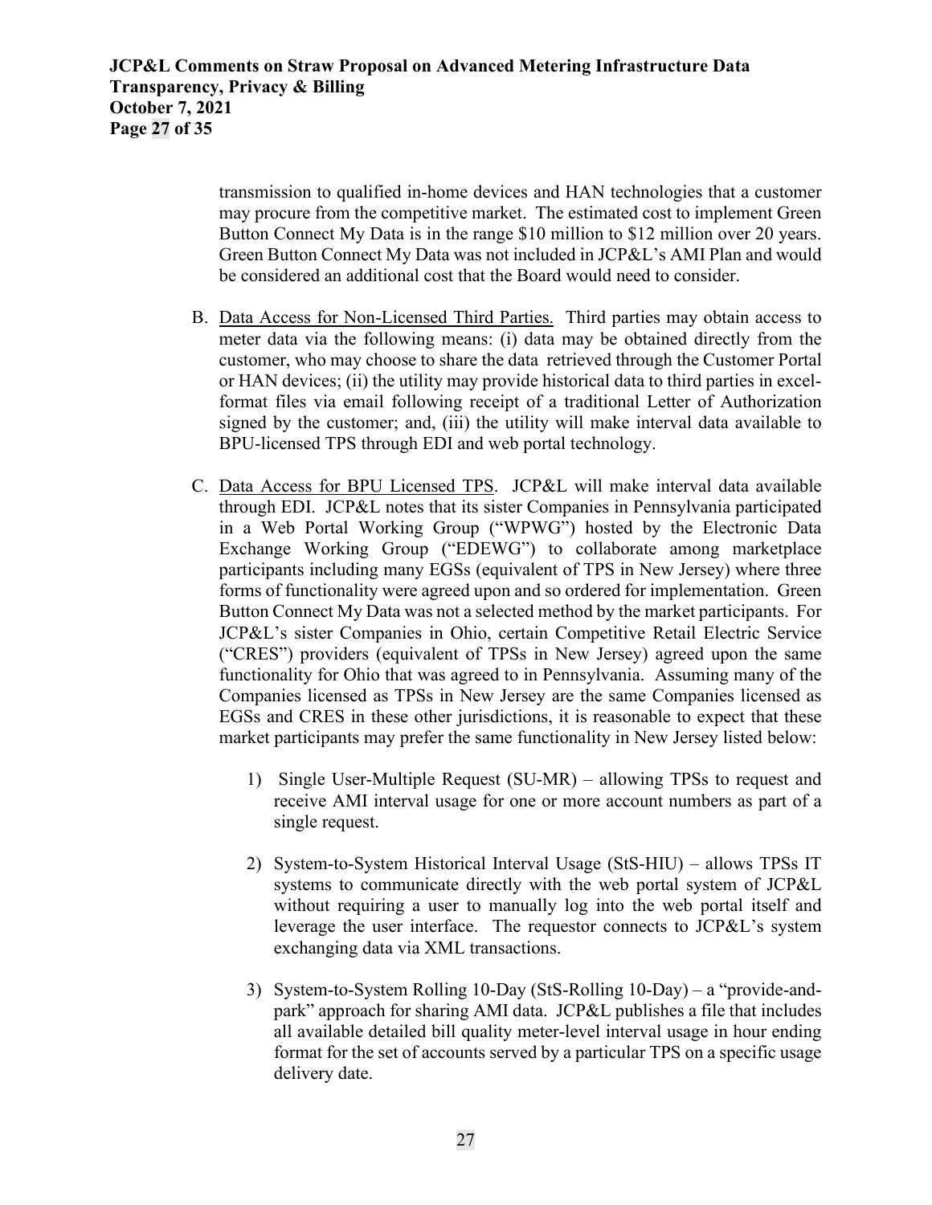transmission to qualified in-home devices and HAN technologies that a customer may procure from the competitive market. The estimated cost to implement Green Button Connect My Data is in the range $10 million to $12 million over 20 years. Green Button Connect My Data was not included in JCP&L's AMI Plan and would be considered an additional cost that the Board would need to consider.

B. Data Access for Non-Licensed Third Parties. Third parties may obtain access to meter data via the following means: (i) data may be obtained directly from the customer, who may choose to share the data retrieved through the Customer Portal or HAN devices; (ii) the utility may provide historical data to third parties in excel-format files via email following receipt of a traditional Letter of Authorization signed by the customer; and, (iii) the utility will make interval data available to BPU-licensed TPS through EDI and web portal technology.

C. Data Access for BPU Licensed TPS. JCP&L will make interval data available through EDI. JCP&L notes that its sister Companies in Pennsylvania participated in a Web Portal Working Group ("WPWG") hosted by the Electronic Data Exchange Working Group ("EDEWG") to collaborate among marketplace participants including many EGSs (equivalent of TPS in New Jersey) where three forms of functionality were agreed upon and so ordered for implementation. Green Button Connect My Data was not a selected method by the market participants. For JCP&L's sister Companies in Ohio, certain Competitive Retail Electric Service ("CRES") providers (equivalent of TPSs in New Jersey) agreed upon the same functionality for Ohio that was agreed to in Pennsylvania. Assuming many of the Companies licensed as TPSs in New Jersey are the same Companies licensed as EGSs and CRES in these other jurisdictions, it is reasonable to expect that these market participants may prefer the same functionality in New Jersey listed below:

   1) Single User-Multiple Request (SU-MR) – allowing TPSs to request and receive AMI interval usage for one or more account numbers as part of a single request.

   2) System-to-System Historical Interval Usage (StS-HIU) – allows TPSs IT systems to communicate directly with the web portal system of JCP&L without requiring a user to manually log into the web portal itself and leverage the user interface. The requestor connects to JCP&L's system exchanging data via XML transactions.

   3) System-to-System Rolling 10-Day (StS-Rolling 10-Day) – a "provide-and-park" approach for sharing AMI data. JCP&L publishes a file that includes all available detailed bill quality meter-level interval usage in hour ending format for the set of accounts served by a particular TPS on a specific usage delivery date.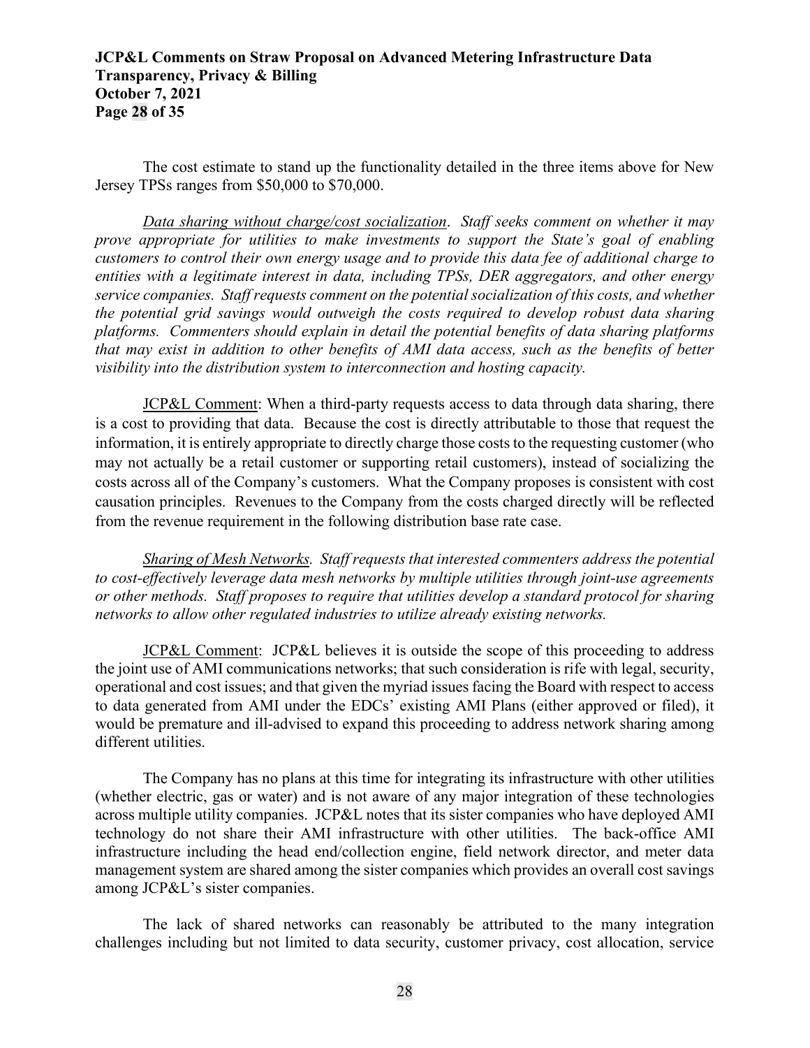The cost estimate to stand up the functionality detailed in the three items above for New Jersey TPSs ranges from $50,000 to $70,000.

*Data sharing without charge/cost socialization*. *Staff seeks comment on whether it may prove appropriate for utilities to make investments to support the State's goal of enabling customers to control their own energy usage and to provide this data fee of additional charge to entities with a legitimate interest in data, including TPSs, DER aggregators, and other energy service companies. Staff requests comment on the potential socialization of this costs, and whether the potential grid savings would outweigh the costs required to develop robust data sharing platforms. Commenters should explain in detail the potential benefits of data sharing platforms that may exist in addition to other benefits of AMI data access, such as the benefits of better visibility into the distribution system to interconnection and hosting capacity.*

JCP&L Comment: When a third-party requests access to data through data sharing, there is a cost to providing that data. Because the cost is directly attributable to those that request the information, it is entirely appropriate to directly charge those costs to the requesting customer (who may not actually be a retail customer or supporting retail customers), instead of socializing the costs across all of the Company's customers. What the Company proposes is consistent with cost causation principles. Revenues to the Company from the costs charged directly will be reflected from the revenue requirement in the following distribution base rate case.

***Sharing of Mesh Networks.*** *Staff requests that interested commenters address the potential to cost-effectively leverage data mesh networks by multiple utilities through joint-use agreements or other methods. Staff proposes to require that utilities develop a standard protocol for sharing networks to allow other regulated industries to utilize already existing networks.*

JCP&L Comment: JCP&L believes it is outside the scope of this proceeding to address the joint use of AMI communications networks; that such consideration is rife with legal, security, operational and cost issues; and that given the myriad issues facing the Board with respect to access to data generated from AMI under the EDCs' existing AMI Plans (either approved or filed), it would be premature and ill-advised to expand this proceeding to address network sharing among different utilities.

The Company has no plans at this time for integrating its infrastructure with other utilities (whether electric, gas or water) and is not aware of any major integration of these technologies across multiple utility companies. JCP&L notes that its sister companies who have deployed AMI technology do not share their AMI infrastructure with other utilities. The back-office AMI infrastructure including the head end/collection engine, field network director, and meter data management system are shared among the sister companies which provides an overall cost savings among JCP&L's sister companies.

The lack of shared networks can reasonably be attributed to the many integration challenges including but not limited to data security, customer privacy, cost allocation, service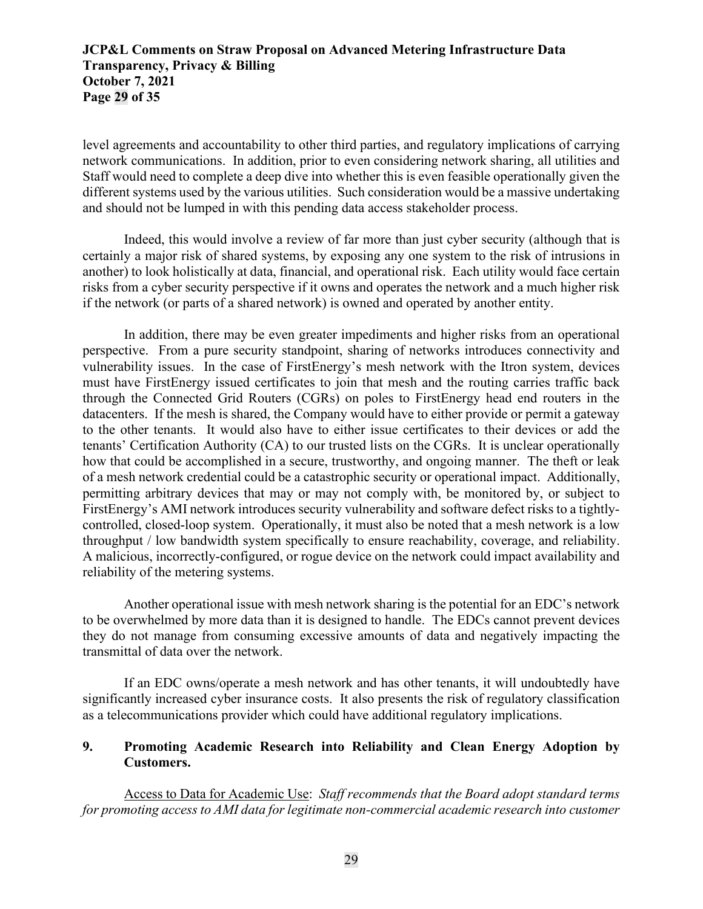level agreements and accountability to other third parties, and regulatory implications of carrying network communications. In addition, prior to even considering network sharing, all utilities and Staff would need to complete a deep dive into whether this is even feasible operationally given the different systems used by the various utilities. Such consideration would be a massive undertaking and should not be lumped in with this pending data access stakeholder process.

Indeed, this would involve a review of far more than just cyber security (although that is certainly a major risk of shared systems, by exposing any one system to the risk of intrusions in another) to look holistically at data, financial, and operational risk. Each utility would face certain risks from a cyber security perspective if it owns and operates the network and a much higher risk if the network (or parts of a shared network) is owned and operated by another entity.

In addition, there may be even greater impediments and higher risks from an operational perspective. From a pure security standpoint, sharing of networks introduces connectivity and vulnerability issues. In the case of FirstEnergy's mesh network with the Itron system, devices must have FirstEnergy issued certificates to join that mesh and the routing carries traffic back through the Connected Grid Routers (CGRs) on poles to FirstEnergy head end routers in the datacenters. If the mesh is shared, the Company would have to either provide or permit a gateway to the other tenants. It would also have to either issue certificates to their devices or add the tenants' Certification Authority (CA) to our trusted lists on the CGRs. It is unclear operationally how that could be accomplished in a secure, trustworthy, and ongoing manner. The theft or leak of a mesh network credential could be a catastrophic security or operational impact. Additionally, permitting arbitrary devices that may or may not comply with, be monitored by, or subject to FirstEnergy's AMI network introduces security vulnerability and software defect risks to a tightly-controlled, closed-loop system. Operationally, it must also be noted that a mesh network is a low throughput / low bandwidth system specifically to ensure reachability, coverage, and reliability. A malicious, incorrectly-configured, or rogue device on the network could impact availability and reliability of the metering systems.

Another operational issue with mesh network sharing is the potential for an EDC's network to be overwhelmed by more data than it is designed to handle. The EDCs cannot prevent devices they do not manage from consuming excessive amounts of data and negatively impacting the transmittal of data over the network.

If an EDC owns/operate a mesh network and has other tenants, it will undoubtedly have significantly increased cyber insurance costs. It also presents the risk of regulatory classification as a telecommunications provider which could have additional regulatory implications.

## 9. Promoting Academic Research into Reliability and Clean Energy Adoption by Customers.

Access to Data for Academic Use: *Staff recommends that the Board adopt standard terms for promoting access to AMI data for legitimate non-commercial academic research into customer*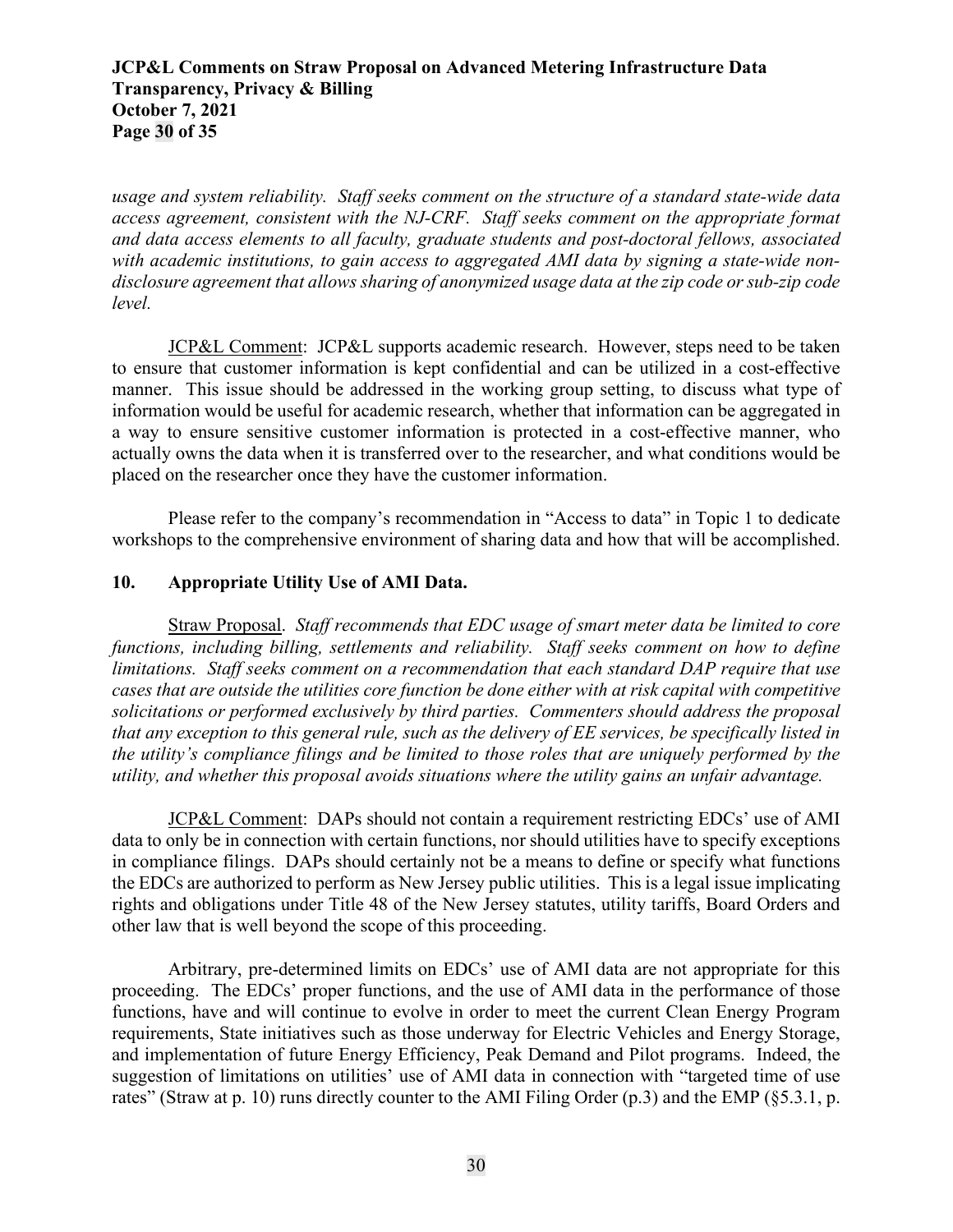*usage and system reliability. Staff seeks comment on the structure of a standard state-wide data access agreement, consistent with the NJ-CRF. Staff seeks comment on the appropriate format and data access elements to all faculty, graduate students and post-doctoral fellows, associated with academic institutions, to gain access to aggregated AMI data by signing a state-wide non-disclosure agreement that allows sharing of anonymized usage data at the zip code or sub-zip code level.*

JCP&L Comment: JCP&L supports academic research. However, steps need to be taken to ensure that customer information is kept confidential and can be utilized in a cost-effective manner. This issue should be addressed in the working group setting, to discuss what type of information would be useful for academic research, whether that information can be aggregated in a way to ensure sensitive customer information is protected in a cost-effective manner, who actually owns the data when it is transferred over to the researcher, and what conditions would be placed on the researcher once they have the customer information.

Please refer to the company's recommendation in "Access to data" in Topic 1 to dedicate workshops to the comprehensive environment of sharing data and how that will be accomplished.

## 10. Appropriate Utility Use of AMI Data.

Straw Proposal. *Staff recommends that EDC usage of smart meter data be limited to core functions, including billing, settlements and reliability. Staff seeks comment on how to define limitations. Staff seeks comment on a recommendation that each standard DAP require that use cases that are outside the utilities core function be done either with at risk capital with competitive solicitations or performed exclusively by third parties. Commenters should address the proposal that any exception to this general rule, such as the delivery of EE services, be specifically listed in the utility's compliance filings and be limited to those roles that are uniquely performed by the utility, and whether this proposal avoids situations where the utility gains an unfair advantage.*

JCP&L Comment: DAPs should not contain a requirement restricting EDCs' use of AMI data to only be in connection with certain functions, nor should utilities have to specify exceptions in compliance filings. DAPs should certainly not be a means to define or specify what functions the EDCs are authorized to perform as New Jersey public utilities. This is a legal issue implicating rights and obligations under Title 48 of the New Jersey statutes, utility tariffs, Board Orders and other law that is well beyond the scope of this proceeding.

Arbitrary, pre-determined limits on EDCs' use of AMI data are not appropriate for this proceeding. The EDCs' proper functions, and the use of AMI data in the performance of those functions, have and will continue to evolve in order to meet the current Clean Energy Program requirements, State initiatives such as those underway for Electric Vehicles and Energy Storage, and implementation of future Energy Efficiency, Peak Demand and Pilot programs. Indeed, the suggestion of limitations on utilities' use of AMI data in connection with "targeted time of use rates" (Straw at p. 10) runs directly counter to the AMI Filing Order (p.3) and the EMP (§5.3.1, p.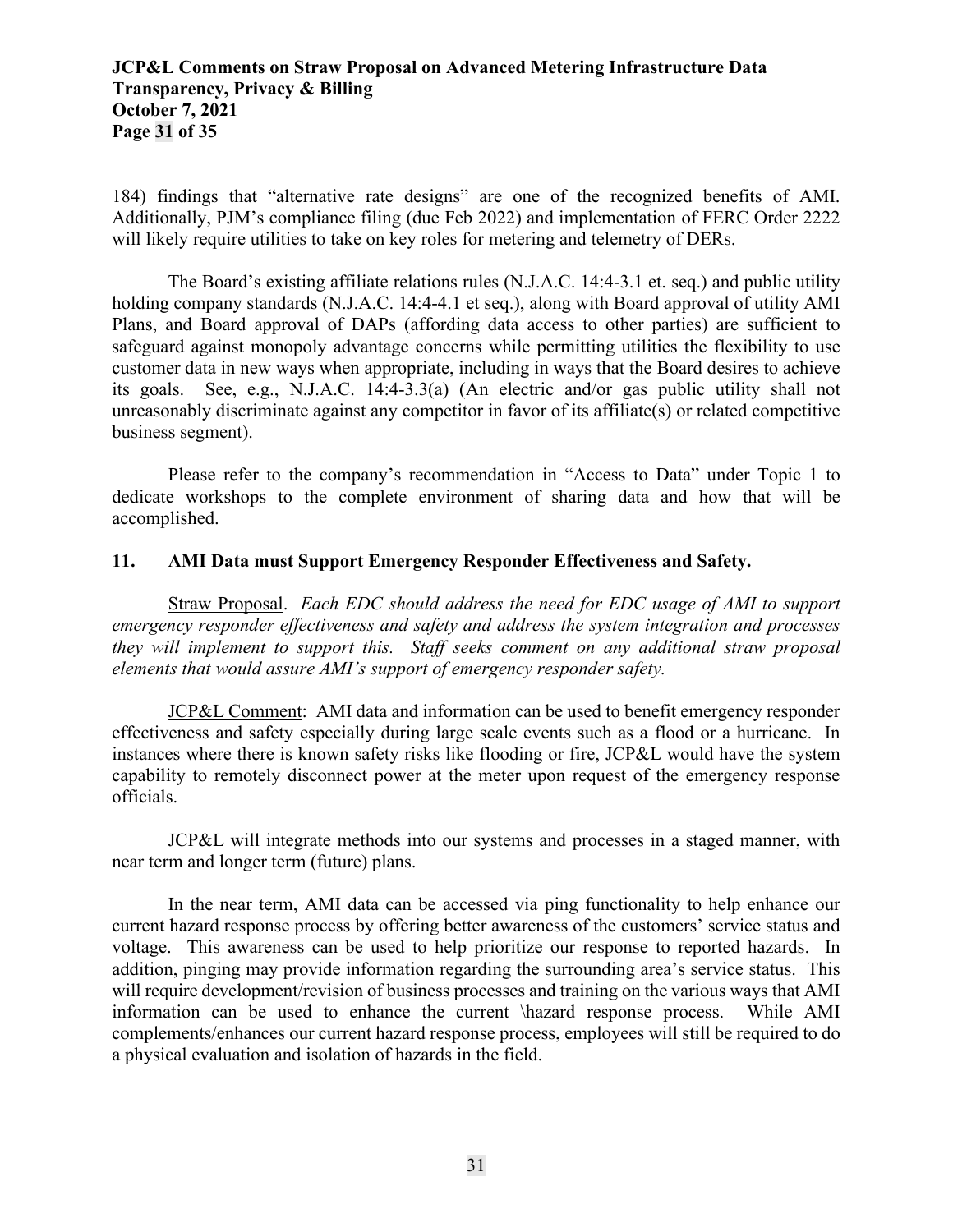184) findings that "alternative rate designs" are one of the recognized benefits of AMI. Additionally, PJM's compliance filing (due Feb 2022) and implementation of FERC Order 2222 will likely require utilities to take on key roles for metering and telemetry of DERs.

The Board's existing affiliate relations rules (N.J.A.C. 14:4-3.1 et. seq.) and public utility holding company standards (N.J.A.C. 14:4-4.1 et seq.), along with Board approval of utility AMI Plans, and Board approval of DAPs (affording data access to other parties) are sufficient to safeguard against monopoly advantage concerns while permitting utilities the flexibility to use customer data in new ways when appropriate, including in ways that the Board desires to achieve its goals. See, e.g., N.J.A.C. 14:4-3.3(a) (An electric and/or gas public utility shall not unreasonably discriminate against any competitor in favor of its affiliate(s) or related competitive business segment).

Please refer to the company's recommendation in "Access to Data" under Topic 1 to dedicate workshops to the complete environment of sharing data and how that will be accomplished.

### 11. AMI Data must Support Emergency Responder Effectiveness and Safety.

Straw Proposal. *Each EDC should address the need for EDC usage of AMI to support emergency responder effectiveness and safety and address the system integration and processes they will implement to support this. Staff seeks comment on any additional straw proposal elements that would assure AMI's support of emergency responder safety.*

JCP&L Comment: AMI data and information can be used to benefit emergency responder effectiveness and safety especially during large scale events such as a flood or a hurricane. In instances where there is known safety risks like flooding or fire, JCP&L would have the system capability to remotely disconnect power at the meter upon request of the emergency response officials.

JCP&L will integrate methods into our systems and processes in a staged manner, with near term and longer term (future) plans.

In the near term, AMI data can be accessed via ping functionality to help enhance our current hazard response process by offering better awareness of the customers' service status and voltage. This awareness can be used to help prioritize our response to reported hazards. In addition, pinging may provide information regarding the surrounding area's service status. This will require development/revision of business processes and training on the various ways that AMI information can be used to enhance the current \hazard response process. While AMI complements/enhances our current hazard response process, employees will still be required to do a physical evaluation and isolation of hazards in the field.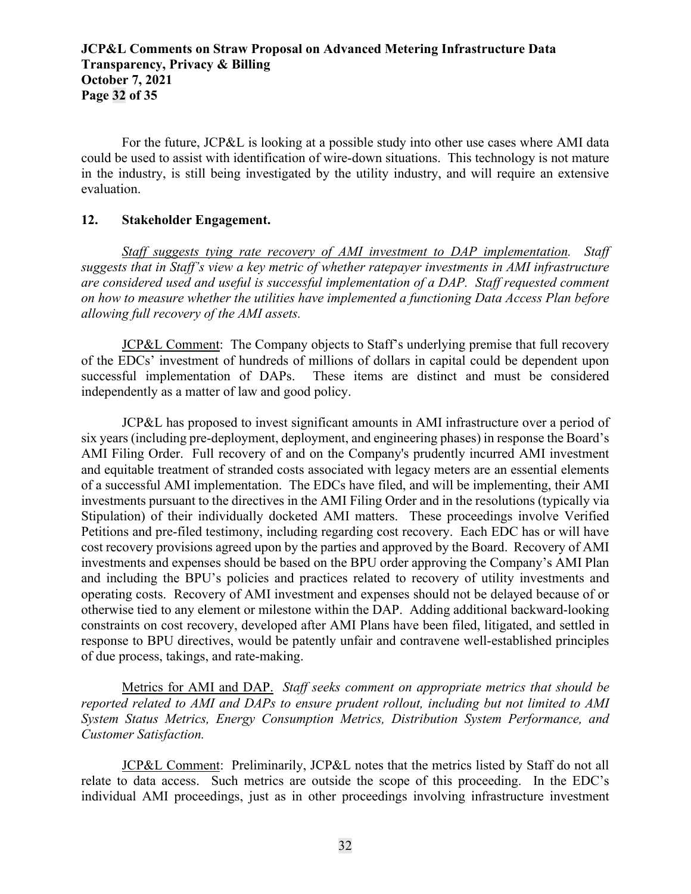For the future, JCP&L is looking at a possible study into other use cases where AMI data could be used to assist with identification of wire-down situations. This technology is not mature in the industry, is still being investigated by the utility industry, and will require an extensive evaluation.

## 12. Stakeholder Engagement.

*Staff suggests tying rate recovery of AMI investment to DAP implementation. Staff suggests that in Staff's view a key metric of whether ratepayer investments in AMI infrastructure are considered used and useful is successful implementation of a DAP. Staff requested comment on how to measure whether the utilities have implemented a functioning Data Access Plan before allowing full recovery of the AMI assets.*

JCP&L Comment: The Company objects to Staff's underlying premise that full recovery of the EDCs' investment of hundreds of millions of dollars in capital could be dependent upon successful implementation of DAPs. These items are distinct and must be considered independently as a matter of law and good policy.

JCP&L has proposed to invest significant amounts in AMI infrastructure over a period of six years (including pre-deployment, deployment, and engineering phases) in response the Board's AMI Filing Order. Full recovery of and on the Company's prudently incurred AMI investment and equitable treatment of stranded costs associated with legacy meters are an essential elements of a successful AMI implementation. The EDCs have filed, and will be implementing, their AMI investments pursuant to the directives in the AMI Filing Order and in the resolutions (typically via Stipulation) of their individually docketed AMI matters. These proceedings involve Verified Petitions and pre-filed testimony, including regarding cost recovery. Each EDC has or will have cost recovery provisions agreed upon by the parties and approved by the Board. Recovery of AMI investments and expenses should be based on the BPU order approving the Company's AMI Plan and including the BPU's policies and practices related to recovery of utility investments and operating costs. Recovery of AMI investment and expenses should not be delayed because of or otherwise tied to any element or milestone within the DAP. Adding additional backward-looking constraints on cost recovery, developed after AMI Plans have been filed, litigated, and settled in response to BPU directives, would be patently unfair and contravene well-established principles of due process, takings, and rate-making.

Metrics for AMI and DAP. *Staff seeks comment on appropriate metrics that should be reported related to AMI and DAPs to ensure prudent rollout, including but not limited to AMI System Status Metrics, Energy Consumption Metrics, Distribution System Performance, and Customer Satisfaction.*

JCP&L Comment: Preliminarily, JCP&L notes that the metrics listed by Staff do not all relate to data access. Such metrics are outside the scope of this proceeding. In the EDC's individual AMI proceedings, just as in other proceedings involving infrastructure investment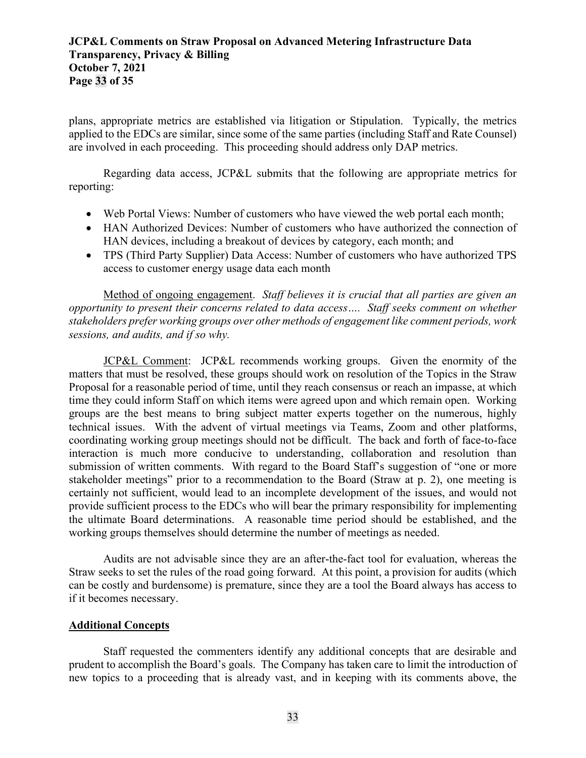plans, appropriate metrics are established via litigation or Stipulation. Typically, the metrics applied to the EDCs are similar, since some of the same parties (including Staff and Rate Counsel) are involved in each proceeding. This proceeding should address only DAP metrics.

Regarding data access, JCP&L submits that the following are appropriate metrics for reporting:

- Web Portal Views: Number of customers who have viewed the web portal each month;
- HAN Authorized Devices: Number of customers who have authorized the connection of HAN devices, including a breakout of devices by category, each month; and
- TPS (Third Party Supplier) Data Access: Number of customers who have authorized TPS access to customer energy usage data each month

<u>Method of ongoing engagement</u>. *Staff believes it is crucial that all parties are given an opportunity to present their concerns related to data access…. Staff seeks comment on whether stakeholders prefer working groups over other methods of engagement like comment periods, work sessions, and audits, and if so why.*

<u>JCP&L Comment</u>: JCP&L recommends working groups. Given the enormity of the matters that must be resolved, these groups should work on resolution of the Topics in the Straw Proposal for a reasonable period of time, until they reach consensus or reach an impasse, at which time they could inform Staff on which items were agreed upon and which remain open. Working groups are the best means to bring subject matter experts together on the numerous, highly technical issues. With the advent of virtual meetings via Teams, Zoom and other platforms, coordinating working group meetings should not be difficult. The back and forth of face-to-face interaction is much more conducive to understanding, collaboration and resolution than submission of written comments. With regard to the Board Staff's suggestion of "one or more stakeholder meetings" prior to a recommendation to the Board (Straw at p. 2), one meeting is certainly not sufficient, would lead to an incomplete development of the issues, and would not provide sufficient process to the EDCs who will bear the primary responsibility for implementing the ultimate Board determinations. A reasonable time period should be established, and the working groups themselves should determine the number of meetings as needed.

Audits are not advisable since they are an after-the-fact tool for evaluation, whereas the Straw seeks to set the rules of the road going forward. At this point, a provision for audits (which can be costly and burdensome) is premature, since they are a tool the Board always has access to if it becomes necessary.

## **<u>Additional Concepts</u>**

Staff requested the commenters identify any additional concepts that are desirable and prudent to accomplish the Board's goals. The Company has taken care to limit the introduction of new topics to a proceeding that is already vast, and in keeping with its comments above, the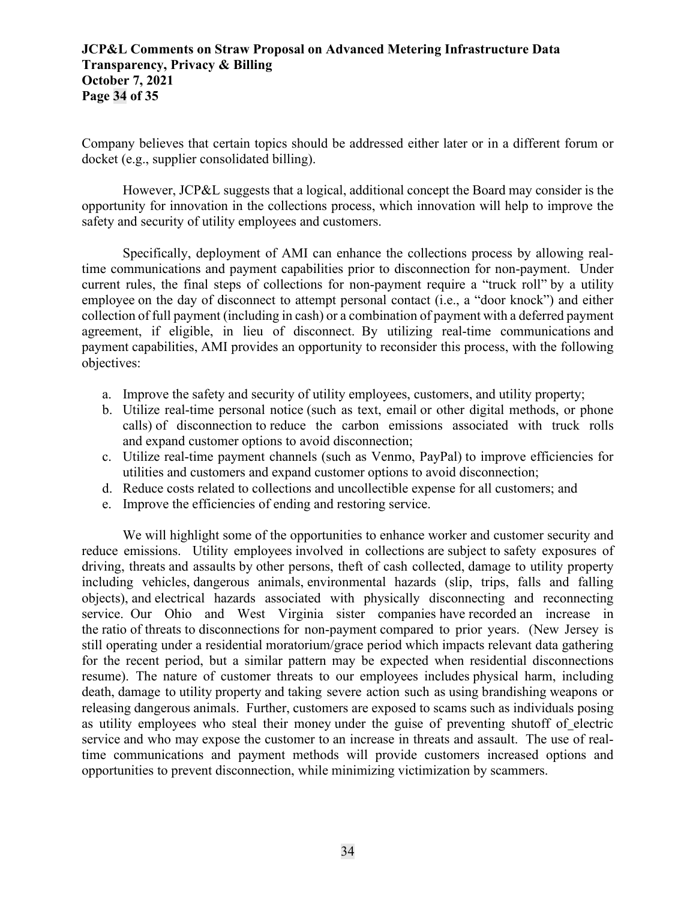Company believes that certain topics should be addressed either later or in a different forum or docket (e.g., supplier consolidated billing).

However, JCP&L suggests that a logical, additional concept the Board may consider is the opportunity for innovation in the collections process, which innovation will help to improve the safety and security of utility employees and customers.

Specifically, deployment of AMI can enhance the collections process by allowing real-time communications and payment capabilities prior to disconnection for non-payment. Under current rules, the final steps of collections for non-payment require a "truck roll" by a utility employee on the day of disconnect to attempt personal contact (i.e., a "door knock") and either collection of full payment (including in cash) or a combination of payment with a deferred payment agreement, if eligible, in lieu of disconnect. By utilizing real-time communications and payment capabilities, AMI provides an opportunity to reconsider this process, with the following objectives:

a. Improve the safety and security of utility employees, customers, and utility property;
b. Utilize real-time personal notice (such as text, email or other digital methods, or phone calls) of disconnection to reduce the carbon emissions associated with truck rolls and expand customer options to avoid disconnection;
c. Utilize real-time payment channels (such as Venmo, PayPal) to improve efficiencies for utilities and customers and expand customer options to avoid disconnection;
d. Reduce costs related to collections and uncollectible expense for all customers; and
e. Improve the efficiencies of ending and restoring service.

We will highlight some of the opportunities to enhance worker and customer security and reduce emissions. Utility employees involved in collections are subject to safety exposures of driving, threats and assaults by other persons, theft of cash collected, damage to utility property including vehicles, dangerous animals, environmental hazards (slip, trips, falls and falling objects), and electrical hazards associated with physically disconnecting and reconnecting service. Our Ohio and West Virginia sister companies have recorded an increase in the ratio of threats to disconnections for non-payment compared to prior years. (New Jersey is still operating under a residential moratorium/grace period which impacts relevant data gathering for the recent period, but a similar pattern may be expected when residential disconnections resume). The nature of customer threats to our employees includes physical harm, including death, damage to utility property and taking severe action such as using brandishing weapons or releasing dangerous animals. Further, customers are exposed to scams such as individuals posing as utility employees who steal their money under the guise of preventing shutoff of electric service and who may expose the customer to an increase in threats and assault. The use of real-time communications and payment methods will provide customers increased options and opportunities to prevent disconnection, while minimizing victimization by scammers.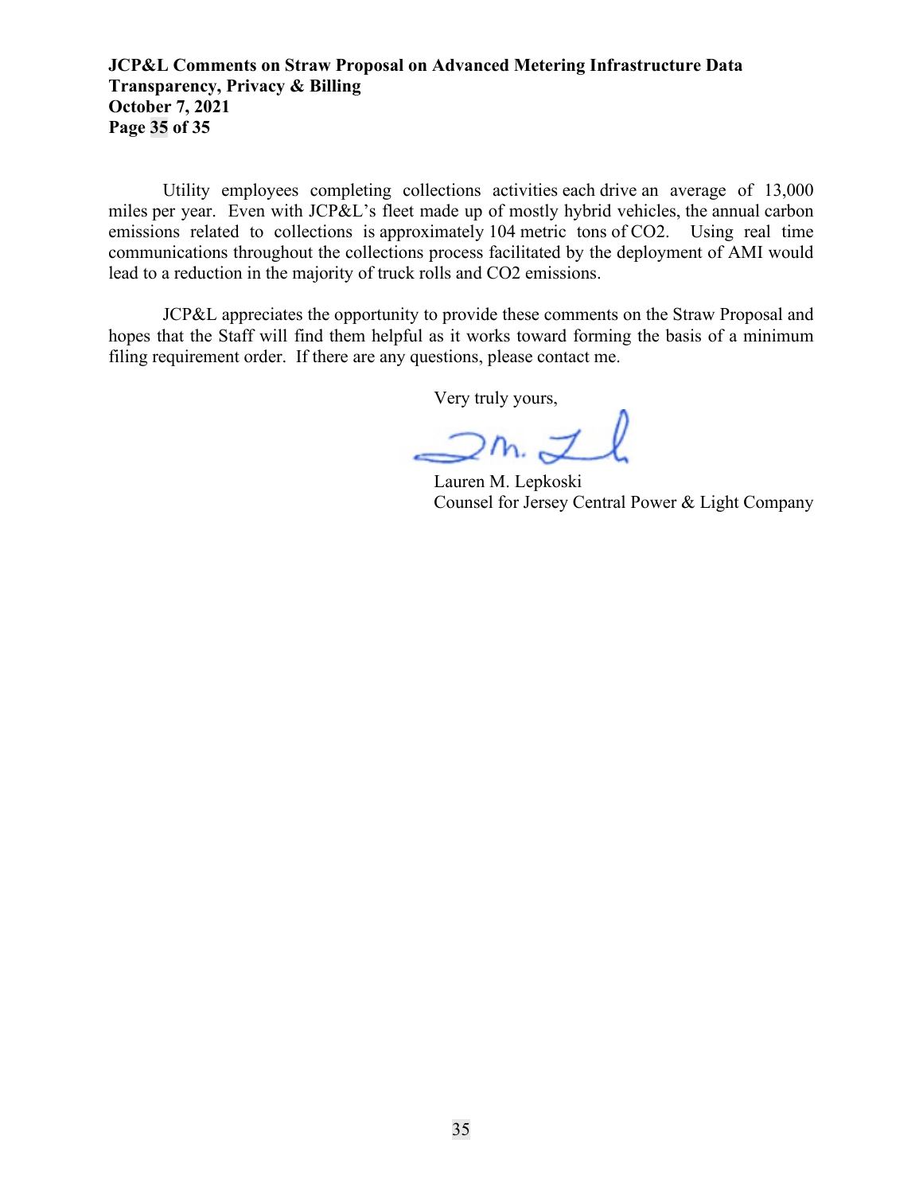Utility employees completing collections activities each drive an average of 13,000 miles per year. Even with JCP&L's fleet made up of mostly hybrid vehicles, the annual carbon emissions related to collections is approximately 104 metric tons of $CO_2$. Using real time communications throughout the collections process facilitated by the deployment of AMI would lead to a reduction in the majority of truck rolls and $CO_2$ emissions.

JCP&L appreciates the opportunity to provide these comments on the Straw Proposal and hopes that the Staff will find them helpful as it works toward forming the basis of a minimum filing requirement order. If there are any questions, please contact me.

Very truly yours,

Lauren M. Lepkoski
Counsel for Jersey Central Power & Light Company